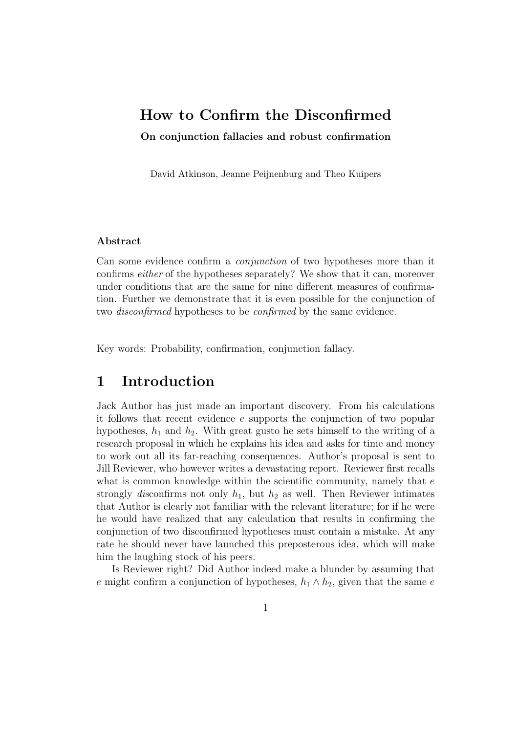# How to Confirm the Disconfirmed

**On conjunction fallacies and robust confirmation**

David Atkinson, Jeanne Peijnenburg and Theo Kuipers

### Abstract

Can some evidence confirm a *conjunction* of two hypotheses more than it confirms *either* of the hypotheses separately? We show that it can, moreover under conditions that are the same for nine different measures of confirmation. Further we demonstrate that it is even possible for the conjunction of two *disconfirmed* hypotheses to be *confirmed* by the same evidence.

Key words: Probability, confirmation, conjunction fallacy.

## 1 Introduction

Jack Author has just made an important discovery. From his calculations it follows that recent evidence $e$ supports the conjunction of two popular hypotheses, $h_1$ and $h_2$. With great gusto he sets himself to the writing of a research proposal in which he explains his idea and asks for time and money to work out all its far-reaching consequences. Author's proposal is sent to Jill Reviewer, who however writes a devastating report. Reviewer first recalls what is common knowledge within the scientific community, namely that $e$ strongly *dis*confirms not only $h_1$, but $h_2$ as well. Then Reviewer intimates that Author is clearly not familiar with the relevant literature; for if he were he would have realized that any calculation that results in confirming the conjunction of two disconfirmed hypotheses must contain a mistake. At any rate he should never have launched this preposterous idea, which will make him the laughing stock of his peers.

Is Reviewer right? Did Author indeed make a blunder by assuming that $e$ might confirm a conjunction of hypotheses, $h_1 \wedge h_2$, given that the same $e$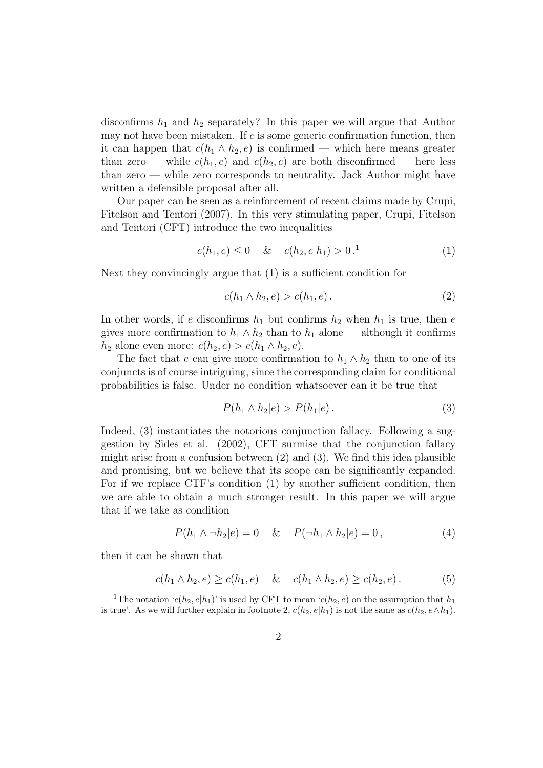disconfirms $h_1$ and $h_2$ separately? In this paper we will argue that Author may not have been mistaken. If $c$ is some generic confirmation function, then it can happen that $c(h_1 \wedge h_2, e)$ is confirmed — which here means greater than zero — while $c(h_1, e)$ and $c(h_2, e)$ are both disconfirmed — here less than zero — while zero corresponds to neutrality. Jack Author might have written a defensible proposal after all.

Our paper can be seen as a reinforcement of recent claims made by Crupi, Fitelson and Tentori (2007). In this very stimulating paper, Crupi, Fitelson and Tentori (CFT) introduce the two inequalities

$$c(h_1, e) \leq 0 \quad \& \quad c(h_2, e|h_1) > 0\,.[1] \tag{1}$$

Next they convincingly argue that (1) is a sufficient condition for

$$c(h_1 \wedge h_2, e) > c(h_1, e)\,. \tag{2}$$

In other words, if $e$ disconfirms $h_1$ but confirms $h_2$ when $h_1$ is true, then $e$ gives more confirmation to $h_1 \wedge h_2$ than to $h_1$ alone — although it confirms $h_2$ alone even more: $c(h_2, e) > c(h_1 \wedge h_2, e)$.

The fact that $e$ can give more confirmation to $h_1 \wedge h_2$ than to one of its conjuncts is of course intriguing, since the corresponding claim for conditional probabilities is false. Under no condition whatsoever can it be true that

$$P(h_1 \wedge h_2|e) > P(h_1|e)\,. \tag{3}$$

Indeed, (3) instantiates the notorious conjunction fallacy. Following a suggestion by Sides et al. (2002), CFT surmise that the conjunction fallacy might arise from a confusion between (2) and (3). We find this idea plausible and promising, but we believe that its scope can be significantly expanded. For if we replace CTF's condition (1) by another sufficient condition, then we are able to obtain a much stronger result. In this paper we will argue that if we take as condition

$$P(h_1 \wedge \neg h_2|e) = 0 \quad \& \quad P(\neg h_1 \wedge h_2|e) = 0\,, \tag{4}$$

then it can be shown that

$$c(h_1 \wedge h_2, e) \geq c(h_1, e) \quad \& \quad c(h_1 \wedge h_2, e) \geq c(h_2, e)\,. \tag{5}$$

[1] The notation '$c(h_2, e|h_1)$' is used by CFT to mean '$c(h_2, e)$ on the assumption that $h_1$ is true'. As we will further explain in footnote 2, $c(h_2, e|h_1)$ is not the same as $c(h_2, e \wedge h_1)$.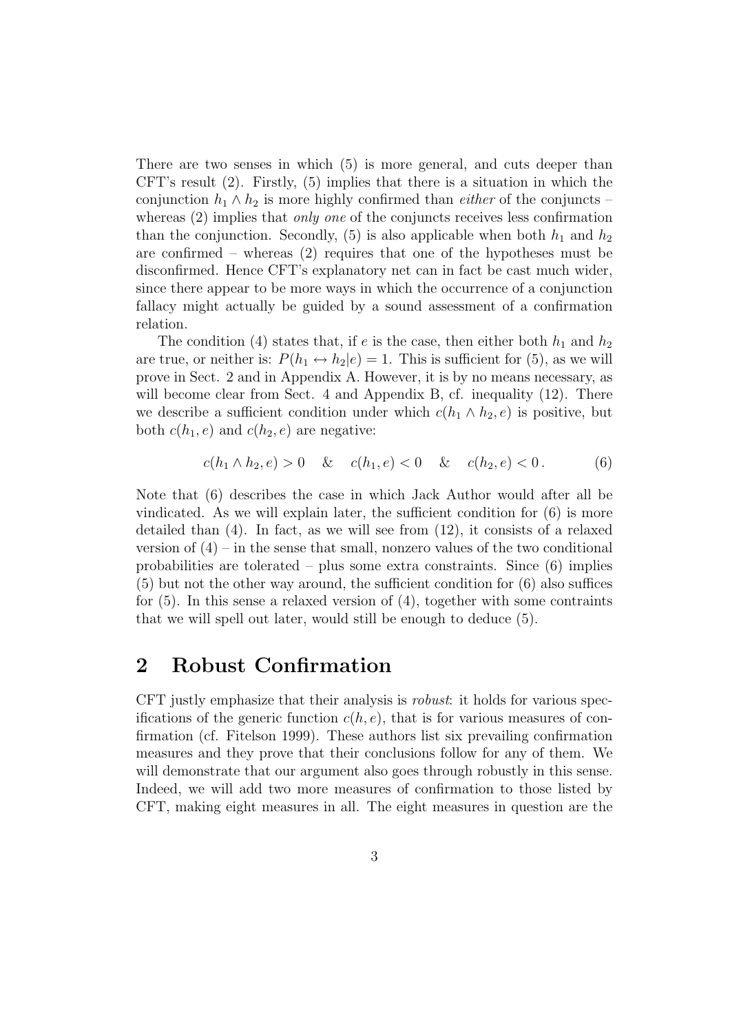There are two senses in which (5) is more general, and cuts deeper than CFT's result (2). Firstly, (5) implies that there is a situation in which the conjunction $h_1 \wedge h_2$ is more highly confirmed than *either* of the conjuncts – whereas (2) implies that *only one* of the conjuncts receives less confirmation than the conjunction. Secondly, (5) is also applicable when both $h_1$ and $h_2$ are confirmed – whereas (2) requires that one of the hypotheses must be disconfirmed. Hence CFT's explanatory net can in fact be cast much wider, since there appear to be more ways in which the occurrence of a conjunction fallacy might actually be guided by a sound assessment of a confirmation relation.

The condition (4) states that, if $e$ is the case, then either both $h_1$ and $h_2$ are true, or neither is: $P(h_1 \leftrightarrow h_2|e) = 1$. This is sufficient for (5), as we will prove in Sect. 2 and in Appendix A. However, it is by no means necessary, as will become clear from Sect. 4 and Appendix B, cf. inequality (12). There we describe a sufficient condition under which $c(h_1 \wedge h_2, e)$ is positive, but both $c(h_1, e)$ and $c(h_2, e)$ are negative:

$$c(h_1 \wedge h_2, e) > 0 \quad \& \quad c(h_1, e) < 0 \quad \& \quad c(h_2, e) < 0 \,. \tag{6}$$

Note that (6) describes the case in which Jack Author would after all be vindicated. As we will explain later, the sufficient condition for (6) is more detailed than (4). In fact, as we will see from (12), it consists of a relaxed version of (4) – in the sense that small, nonzero values of the two conditional probabilities are tolerated – plus some extra constraints. Since (6) implies (5) but not the other way around, the sufficient condition for (6) also suffices for (5). In this sense a relaxed version of (4), together with some contraints that we will spell out later, would still be enough to deduce (5).

## 2 Robust Confirmation

CFT justly emphasize that their analysis is *robust*: it holds for various specifications of the generic function $c(h, e)$, that is for various measures of confirmation (cf. Fitelson 1999). These authors list six prevailing confirmation measures and they prove that their conclusions follow for any of them. We will demonstrate that our argument also goes through robustly in this sense. Indeed, we will add two more measures of confirmation to those listed by CFT, making eight measures in all. The eight measures in question are the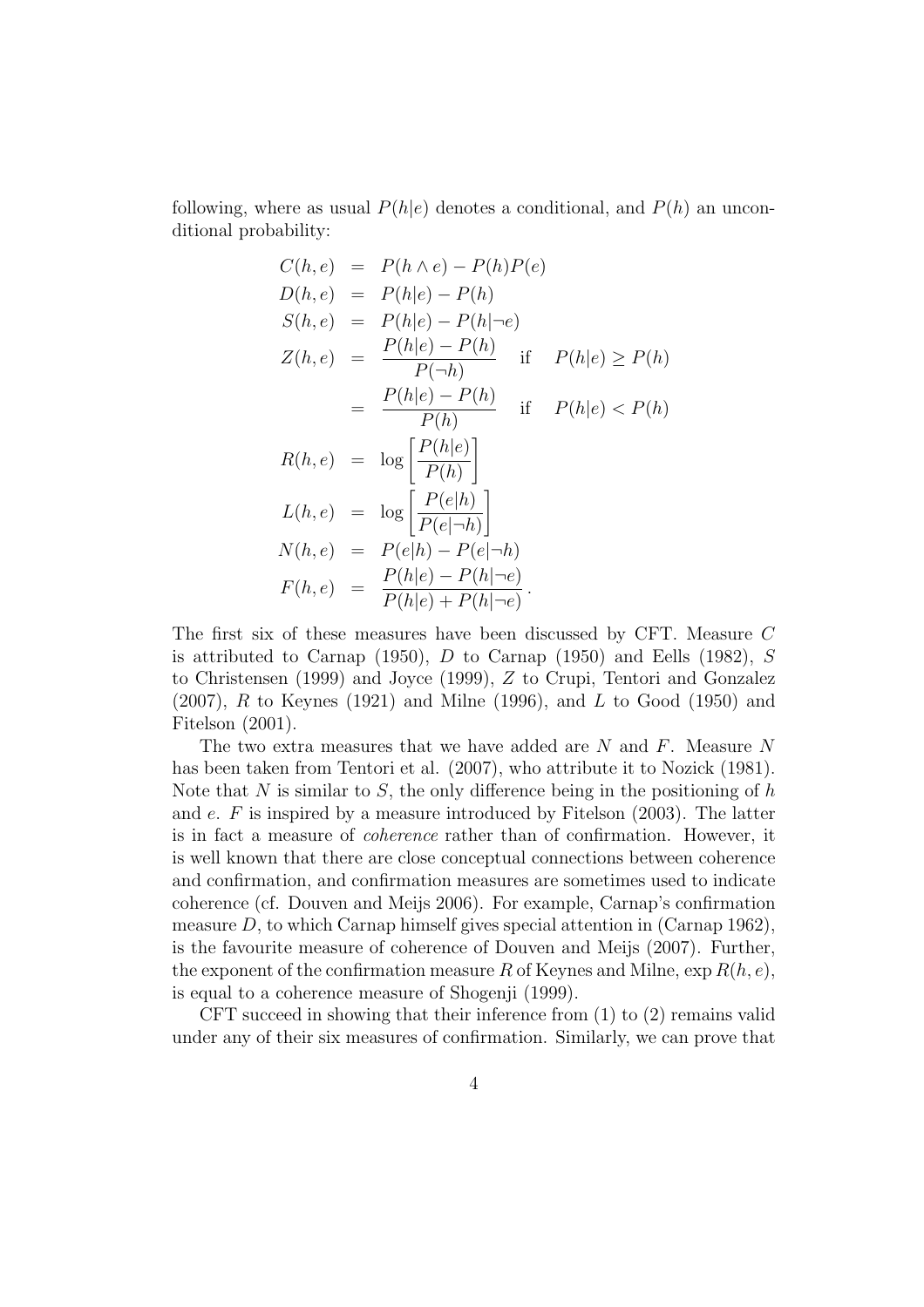following, where as usual $P(h|e)$ denotes a conditional, and $P(h)$ an unconditional probability:

$$
\begin{aligned}
C(h,e) &= P(h \wedge e) - P(h)P(e) \\
D(h,e) &= P(h|e) - P(h) \\
S(h,e) &= P(h|e) - P(h|\neg e) \\
Z(h,e) &= \frac{P(h|e) - P(h)}{P(\neg h)} \quad \text{if} \quad P(h|e) \geq P(h) \\
&= \frac{P(h|e) - P(h)}{P(h)} \quad \text{if} \quad P(h|e) < P(h) \\
R(h,e) &= \log \left[ \frac{P(h|e)}{P(h)} \right] \\
L(h,e) &= \log \left[ \frac{P(e|h)}{P(e|\neg h)} \right] \\
N(h,e) &= P(e|h) - P(e|\neg h) \\
F(h,e) &= \frac{P(h|e) - P(h|\neg e)}{P(h|e) + P(h|\neg e)}\,.
\end{aligned}
$$

The first six of these measures have been discussed by CFT. Measure $C$ is attributed to Carnap (1950), $D$ to Carnap (1950) and Eells (1982), $S$ to Christensen (1999) and Joyce (1999), $Z$ to Crupi, Tentori and Gonzalez (2007), $R$ to Keynes (1921) and Milne (1996), and $L$ to Good (1950) and Fitelson (2001).

The two extra measures that we have added are $N$ and $F$. Measure $N$ has been taken from Tentori et al. (2007), who attribute it to Nozick (1981). Note that $N$ is similar to $S$, the only difference being in the positioning of $h$ and $e$. $F$ is inspired by a measure introduced by Fitelson (2003). The latter is in fact a measure of *coherence* rather than of confirmation. However, it is well known that there are close conceptual connections between coherence and confirmation, and confirmation measures are sometimes used to indicate coherence (cf. Douven and Meijs 2006). For example, Carnap's confirmation measure $D$, to which Carnap himself gives special attention in (Carnap 1962), is the favourite measure of coherence of Douven and Meijs (2007). Further, the exponent of the confirmation measure $R$ of Keynes and Milne, $\exp R(h,e)$, is equal to a coherence measure of Shogenji (1999).

CFT succeed in showing that their inference from (1) to (2) remains valid under any of their six measures of confirmation. Similarly, we can prove that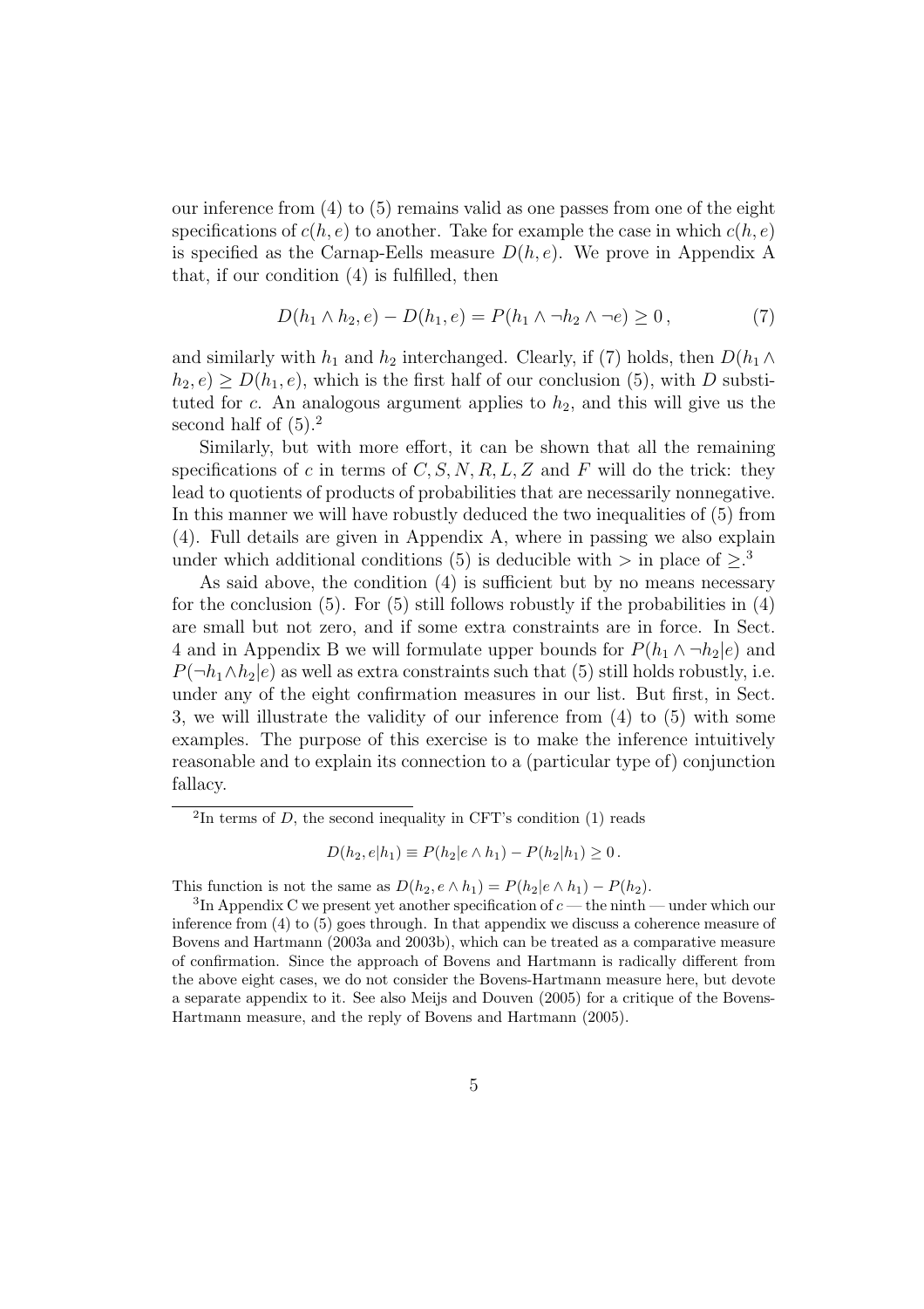our inference from (4) to (5) remains valid as one passes from one of the eight specifications of $c(h, e)$ to another. Take for example the case in which $c(h, e)$ is specified as the Carnap-Eells measure $D(h, e)$. We prove in Appendix A that, if our condition (4) is fulfilled, then

$$D(h_1 \wedge h_2, e) - D(h_1, e) = P(h_1 \wedge \neg h_2 \wedge \neg e) \geq 0\,, \tag{7}$$

and similarly with $h_1$ and $h_2$ interchanged. Clearly, if (7) holds, then $D(h_1 \wedge h_2, e) \geq D(h_1, e)$, which is the first half of our conclusion (5), with $D$ substituted for $c$. An analogous argument applies to $h_2$, and this will give us the second half of (5).[2]

Similarly, but with more effort, it can be shown that all the remaining specifications of $c$ in terms of $C, S, N, R, L, Z$ and $F$ will do the trick: they lead to quotients of products of probabilities that are necessarily nonnegative. In this manner we will have robustly deduced the two inequalities of (5) from (4). Full details are given in Appendix A, where in passing we also explain under which additional conditions (5) is deducible with $>$ in place of $\geq$.[3]

As said above, the condition (4) is sufficient but by no means necessary for the conclusion (5). For (5) still follows robustly if the probabilities in (4) are small but not zero, and if some extra constraints are in force. In Sect. 4 and in Appendix B we will formulate upper bounds for $P(h_1 \wedge \neg h_2|e)$ and $P(\neg h_1 \wedge h_2|e)$ as well as extra constraints such that (5) still holds robustly, i.e. under any of the eight confirmation measures in our list. But first, in Sect. 3, we will illustrate the validity of our inference from (4) to (5) with some examples. The purpose of this exercise is to make the inference intuitively reasonable and to explain its connection to a (particular type of) conjunction fallacy.

---

[2] In terms of $D$, the second inequality in CFT's condition (1) reads

$$D(h_2, e|h_1) \equiv P(h_2|e \wedge h_1) - P(h_2|h_1) \geq 0\,.$$

This function is not the same as $D(h_2, e \wedge h_1) = P(h_2|e \wedge h_1) - P(h_2)$.

[3] In Appendix C we present yet another specification of $c$ — the ninth — under which our inference from (4) to (5) goes through. In that appendix we discuss a coherence measure of Bovens and Hartmann (2003a and 2003b), which can be treated as a comparative measure of confirmation. Since the approach of Bovens and Hartmann is radically different from the above eight cases, we do not consider the Bovens-Hartmann measure here, but devote a separate appendix to it. See also Meijs and Douven (2005) for a critique of the Bovens-Hartmann measure, and the reply of Bovens and Hartmann (2005).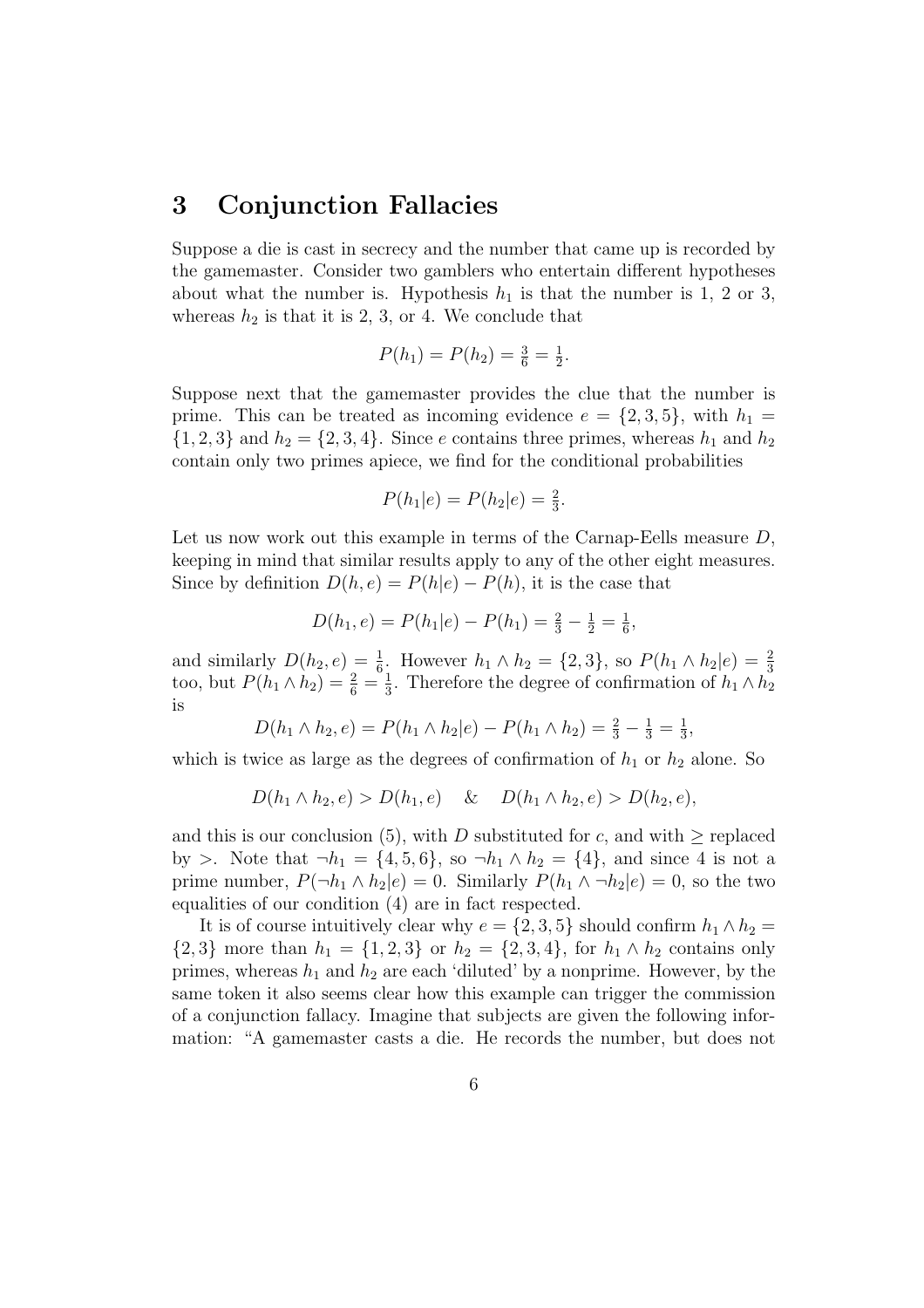## 3 Conjunction Fallacies

Suppose a die is cast in secrecy and the number that came up is recorded by the gamemaster. Consider two gamblers who entertain different hypotheses about what the number is. Hypothesis $h_1$ is that the number is 1, 2 or 3, whereas $h_2$ is that it is 2, 3, or 4. We conclude that

$$P(h_1) = P(h_2) = \tfrac{3}{6} = \tfrac{1}{2}.$$

Suppose next that the gamemaster provides the clue that the number is prime. This can be treated as incoming evidence $e = \{2, 3, 5\}$, with $h_1 = \{1, 2, 3\}$ and $h_2 = \{2, 3, 4\}$. Since $e$ contains three primes, whereas $h_1$ and $h_2$ contain only two primes apiece, we find for the conditional probabilities

$$P(h_1|e) = P(h_2|e) = \tfrac{2}{3}.$$

Let us now work out this example in terms of the Carnap-Eells measure $D$, keeping in mind that similar results apply to any of the other eight measures. Since by definition $D(h, e) = P(h|e) - P(h)$, it is the case that

$$D(h_1, e) = P(h_1|e) - P(h_1) = \tfrac{2}{3} - \tfrac{1}{2} = \tfrac{1}{6},$$

and similarly $D(h_2, e) = \frac{1}{6}$. However $h_1 \wedge h_2 = \{2, 3\}$, so $P(h_1 \wedge h_2|e) = \frac{2}{3}$ too, but $P(h_1 \wedge h_2) = \frac{2}{6} = \frac{1}{3}$. Therefore the degree of confirmation of $h_1 \wedge h_2$ is

$$D(h_1 \wedge h_2, e) = P(h_1 \wedge h_2|e) - P(h_1 \wedge h_2) = \tfrac{2}{3} - \tfrac{1}{3} = \tfrac{1}{3},$$

which is twice as large as the degrees of confirmation of $h_1$ or $h_2$ alone. So

$$D(h_1 \wedge h_2, e) > D(h_1, e) \quad \& \quad D(h_1 \wedge h_2, e) > D(h_2, e),$$

and this is our conclusion (5), with $D$ substituted for $c$, and with $\geq$ replaced by $>$. Note that $\neg h_1 = \{4, 5, 6\}$, so $\neg h_1 \wedge h_2 = \{4\}$, and since 4 is not a prime number, $P(\neg h_1 \wedge h_2|e) = 0$. Similarly $P(h_1 \wedge \neg h_2|e) = 0$, so the two equalities of our condition (4) are in fact respected.

It is of course intuitively clear why $e = \{2, 3, 5\}$ should confirm $h_1 \wedge h_2 = \{2, 3\}$ more than $h_1 = \{1, 2, 3\}$ or $h_2 = \{2, 3, 4\}$, for $h_1 \wedge h_2$ contains only primes, whereas $h_1$ and $h_2$ are each 'diluted' by a nonprime. However, by the same token it also seems clear how this example can trigger the commission of a conjunction fallacy. Imagine that subjects are given the following information: "A gamemaster casts a die. He records the number, but does not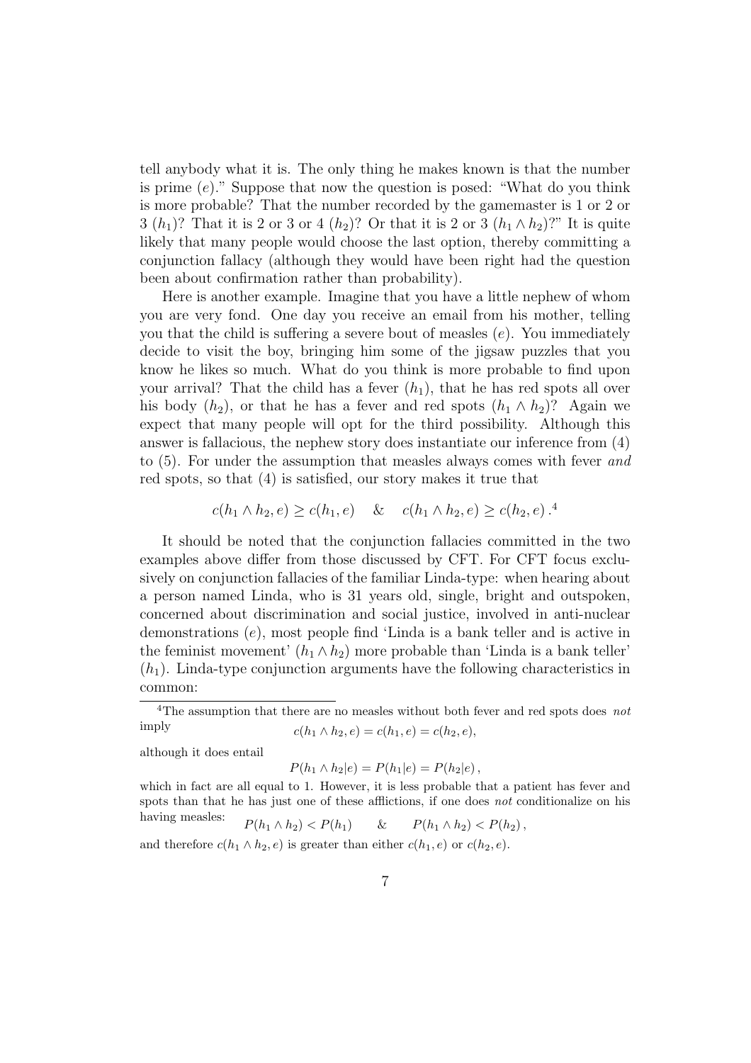tell anybody what it is. The only thing he makes known is that the number is prime ($e$)." Suppose that now the question is posed: "What do you think is more probable? That the number recorded by the gamemaster is 1 or 2 or 3 ($h_1$)? That it is 2 or 3 or 4 ($h_2$)? Or that it is 2 or 3 ($h_1 \wedge h_2$)?" It is quite likely that many people would choose the last option, thereby committing a conjunction fallacy (although they would have been right had the question been about confirmation rather than probability).

Here is another example. Imagine that you have a little nephew of whom you are very fond. One day you receive an email from his mother, telling you that the child is suffering a severe bout of measles ($e$). You immediately decide to visit the boy, bringing him some of the jigsaw puzzles that you know he likes so much. What do you think is more probable to find upon your arrival? That the child has a fever ($h_1$), that he has red spots all over his body ($h_2$), or that he has a fever and red spots ($h_1 \wedge h_2$)? Again we expect that many people will opt for the third possibility. Although this answer is fallacious, the nephew story does instantiate our inference from (4) to (5). For under the assumption that measles always comes with fever *and* red spots, so that (4) is satisfied, our story makes it true that

$$c(h_1 \wedge h_2, e) \geq c(h_1, e) \quad \& \quad c(h_1 \wedge h_2, e) \geq c(h_2, e) \,.$$[4]

It should be noted that the conjunction fallacies committed in the two examples above differ from those discussed by CFT. For CFT focus exclusively on conjunction fallacies of the familiar Linda-type: when hearing about a person named Linda, who is 31 years old, single, bright and outspoken, concerned about discrimination and social justice, involved in anti-nuclear demonstrations ($e$), most people find 'Linda is a bank teller and is active in the feminist movement' ($h_1 \wedge h_2$) more probable than 'Linda is a bank teller' ($h_1$). Linda-type conjunction arguments have the following characteristics in common:

---

[4]The assumption that there are no measles without both fever and red spots does *not* imply

$$c(h_1 \wedge h_2, e) = c(h_1, e) = c(h_2, e),$$

although it does entail

$$P(h_1 \wedge h_2 | e) = P(h_1 | e) = P(h_2 | e) \,,$$

which in fact are all equal to 1. However, it is less probable that a patient has fever and spots than that he has just one of these afflictions, if one does *not* conditionalize on his having measles:

$$P(h_1 \wedge h_2) < P(h_1) \qquad \& \qquad P(h_1 \wedge h_2) < P(h_2) \,,$$

and therefore $c(h_1 \wedge h_2, e)$ is greater than either $c(h_1, e)$ or $c(h_2, e)$.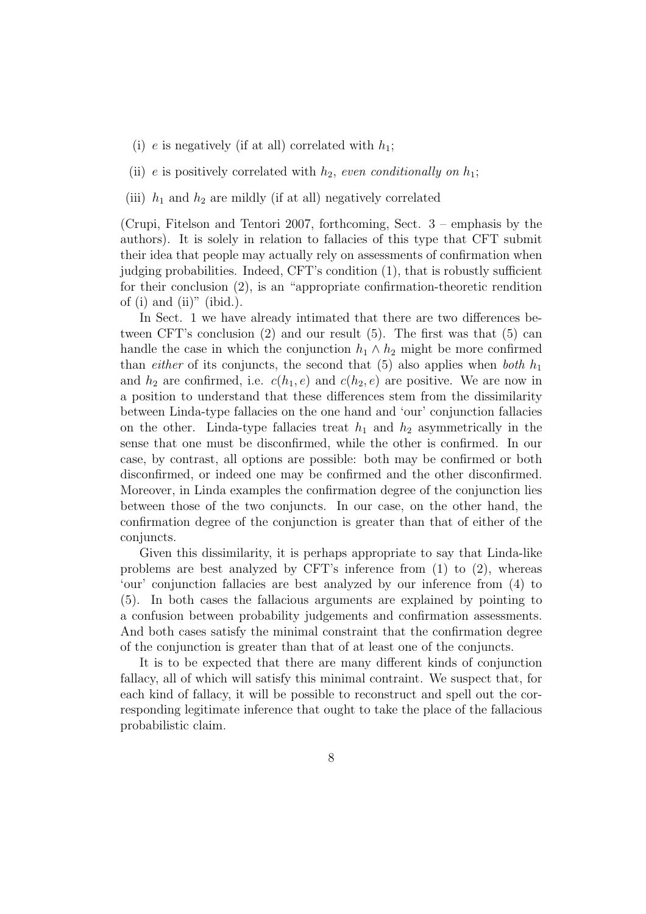(i) $e$ is negatively (if at all) correlated with $h_1$;

(ii) $e$ is positively correlated with $h_2$, *even conditionally on* $h_1$;

(iii) $h_1$ and $h_2$ are mildly (if at all) negatively correlated

(Crupi, Fitelson and Tentori 2007, forthcoming, Sect. 3 – emphasis by the authors). It is solely in relation to fallacies of this type that CFT submit their idea that people may actually rely on assessments of confirmation when judging probabilities. Indeed, CFT's condition (1), that is robustly sufficient for their conclusion (2), is an "appropriate confirmation-theoretic rendition of (i) and (ii)" (ibid.).

In Sect. 1 we have already intimated that there are two differences between CFT's conclusion (2) and our result (5). The first was that (5) can handle the case in which the conjunction $h_1 \wedge h_2$ might be more confirmed than *either* of its conjuncts, the second that (5) also applies when *both* $h_1$ and $h_2$ are confirmed, i.e. $c(h_1, e)$ and $c(h_2, e)$ are positive. We are now in a position to understand that these differences stem from the dissimilarity between Linda-type fallacies on the one hand and 'our' conjunction fallacies on the other. Linda-type fallacies treat $h_1$ and $h_2$ asymmetrically in the sense that one must be disconfirmed, while the other is confirmed. In our case, by contrast, all options are possible: both may be confirmed or both disconfirmed, or indeed one may be confirmed and the other disconfirmed. Moreover, in Linda examples the confirmation degree of the conjunction lies between those of the two conjuncts. In our case, on the other hand, the confirmation degree of the conjunction is greater than that of either of the conjuncts.

Given this dissimilarity, it is perhaps appropriate to say that Linda-like problems are best analyzed by CFT's inference from (1) to (2), whereas 'our' conjunction fallacies are best analyzed by our inference from (4) to (5). In both cases the fallacious arguments are explained by pointing to a confusion between probability judgements and confirmation assessments. And both cases satisfy the minimal constraint that the confirmation degree of the conjunction is greater than that of at least one of the conjuncts.

It is to be expected that there are many different kinds of conjunction fallacy, all of which will satisfy this minimal contraint. We suspect that, for each kind of fallacy, it will be possible to reconstruct and spell out the corresponding legitimate inference that ought to take the place of the fallacious probabilistic claim.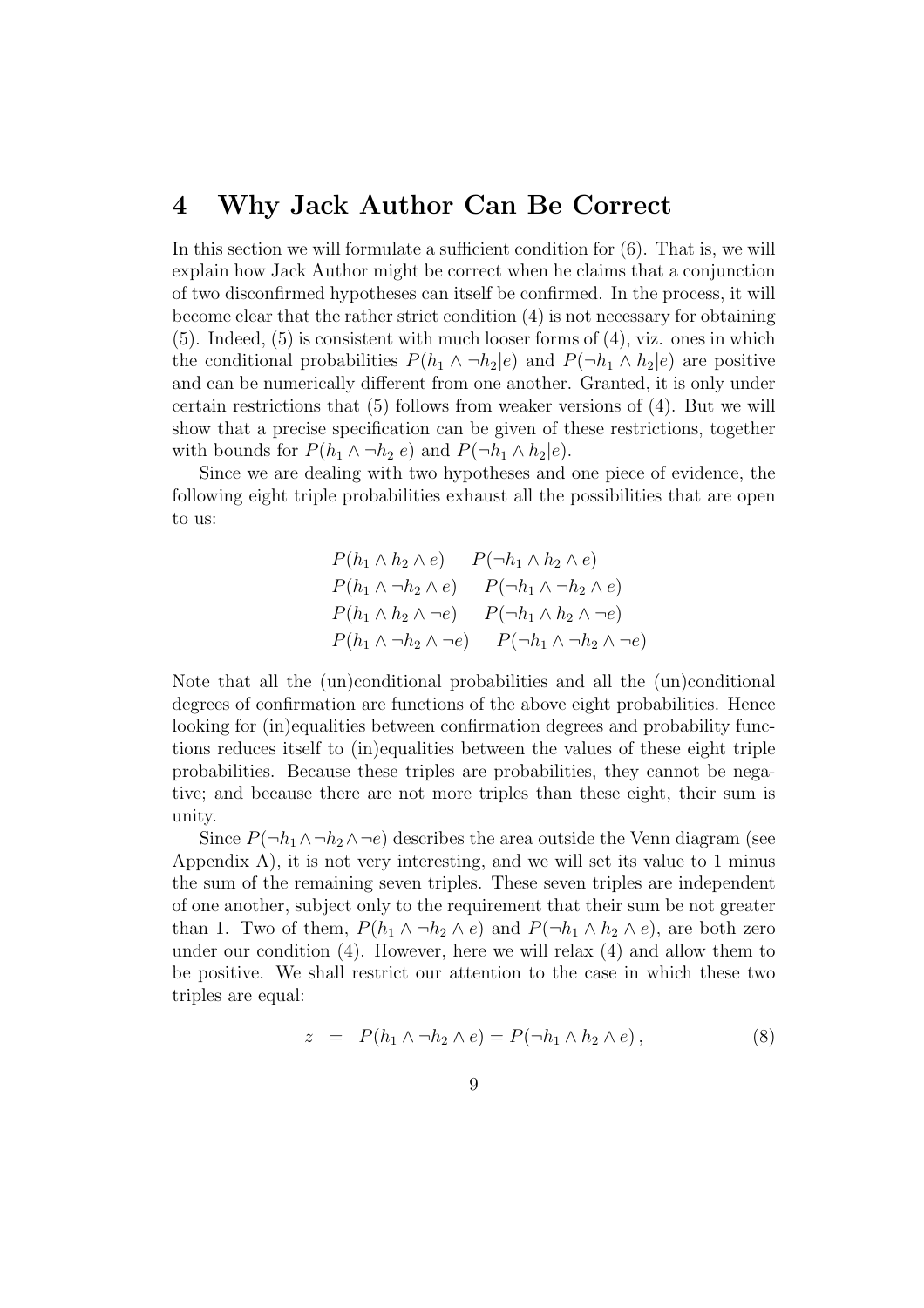## 4 Why Jack Author Can Be Correct

In this section we will formulate a sufficient condition for (6). That is, we will explain how Jack Author might be correct when he claims that a conjunction of two disconfirmed hypotheses can itself be confirmed. In the process, it will become clear that the rather strict condition (4) is not necessary for obtaining (5). Indeed, (5) is consistent with much looser forms of (4), viz. ones in which the conditional probabilities $P(h_1 \wedge \neg h_2|e)$ and $P(\neg h_1 \wedge h_2|e)$ are positive and can be numerically different from one another. Granted, it is only under certain restrictions that (5) follows from weaker versions of (4). But we will show that a precise specification can be given of these restrictions, together with bounds for $P(h_1 \wedge \neg h_2|e)$ and $P(\neg h_1 \wedge h_2|e)$.

Since we are dealing with two hypotheses and one piece of evidence, the following eight triple probabilities exhaust all the possibilities that are open to us:

$$
\begin{array}{ll}
P(h_1 \wedge h_2 \wedge e) & P(\neg h_1 \wedge h_2 \wedge e) \\
P(h_1 \wedge \neg h_2 \wedge e) & P(\neg h_1 \wedge \neg h_2 \wedge e) \\
P(h_1 \wedge h_2 \wedge \neg e) & P(\neg h_1 \wedge h_2 \wedge \neg e) \\
P(h_1 \wedge \neg h_2 \wedge \neg e) & P(\neg h_1 \wedge \neg h_2 \wedge \neg e)
\end{array}
$$

Note that all the (un)conditional probabilities and all the (un)conditional degrees of confirmation are functions of the above eight probabilities. Hence looking for (in)equalities between confirmation degrees and probability functions reduces itself to (in)equalities between the values of these eight triple probabilities. Because these triples are probabilities, they cannot be negative; and because there are not more triples than these eight, their sum is unity.

Since $P(\neg h_1 \wedge \neg h_2 \wedge \neg e)$ describes the area outside the Venn diagram (see Appendix A), it is not very interesting, and we will set its value to 1 minus the sum of the remaining seven triples. These seven triples are independent of one another, subject only to the requirement that their sum be not greater than 1. Two of them, $P(h_1 \wedge \neg h_2 \wedge e)$ and $P(\neg h_1 \wedge h_2 \wedge e)$, are both zero under our condition (4). However, here we will relax (4) and allow them to be positive. We shall restrict our attention to the case in which these two triples are equal:

$$
z \;=\; P(h_1 \wedge \neg h_2 \wedge e) = P(\neg h_1 \wedge h_2 \wedge e)\,, \tag{8}
$$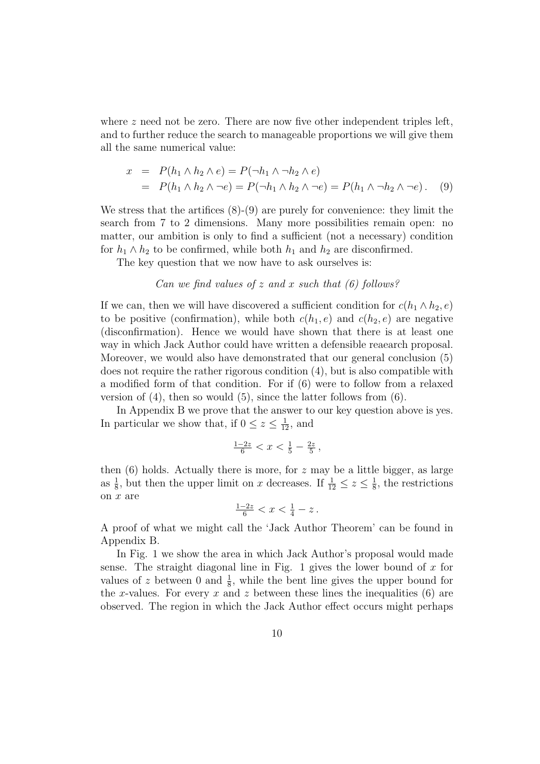where $z$ need not be zero. There are now five other independent triples left, and to further reduce the search to manageable proportions we will give them all the same numerical value:

$$
\begin{aligned}
x &= P(h_1 \wedge h_2 \wedge e) = P(\neg h_1 \wedge \neg h_2 \wedge e) \\
&= P(h_1 \wedge h_2 \wedge \neg e) = P(\neg h_1 \wedge h_2 \wedge \neg e) = P(h_1 \wedge \neg h_2 \wedge \neg e) \,. \quad (9)
\end{aligned}
$$

We stress that the artifices (8)-(9) are purely for convenience: they limit the search from 7 to 2 dimensions. Many more possibilities remain open: no matter, our ambition is only to find a sufficient (not a necessary) condition for $h_1 \wedge h_2$ to be confirmed, while both $h_1$ and $h_2$ are disconfirmed.

The key question that we now have to ask ourselves is:

*Can we find values of $z$ and $x$ such that (6) follows?*

If we can, then we will have discovered a sufficient condition for $c(h_1 \wedge h_2, e)$ to be positive (confirmation), while both $c(h_1, e)$ and $c(h_2, e)$ are negative (disconfirmation). Hence we would have shown that there is at least one way in which Jack Author could have written a defensible reaearch proposal. Moreover, we would also have demonstrated that our general conclusion (5) does not require the rather rigorous condition (4), but is also compatible with a modified form of that condition. For if (6) were to follow from a relaxed version of (4), then so would (5), since the latter follows from (6).

In Appendix B we prove that the answer to our key question above is yes. In particular we show that, if $0 \leq z \leq \frac{1}{12}$, and

$$\tfrac{1-2z}{6} < x < \tfrac{1}{5} - \tfrac{2z}{5} \,,$$

then (6) holds. Actually there is more, for $z$ may be a little bigger, as large as $\frac{1}{8}$, but then the upper limit on $x$ decreases. If $\frac{1}{12} \leq z \leq \frac{1}{8}$, the restrictions on $x$ are

$$\tfrac{1-2z}{6} < x < \tfrac{1}{4} - z \,.$$

A proof of what we might call the 'Jack Author Theorem' can be found in Appendix B.

In Fig. 1 we show the area in which Jack Author's proposal would made sense. The straight diagonal line in Fig. 1 gives the lower bound of $x$ for values of $z$ between 0 and $\frac{1}{8}$, while the bent line gives the upper bound for the $x$-values. For every $x$ and $z$ between these lines the inequalities (6) are observed. The region in which the Jack Author effect occurs might perhaps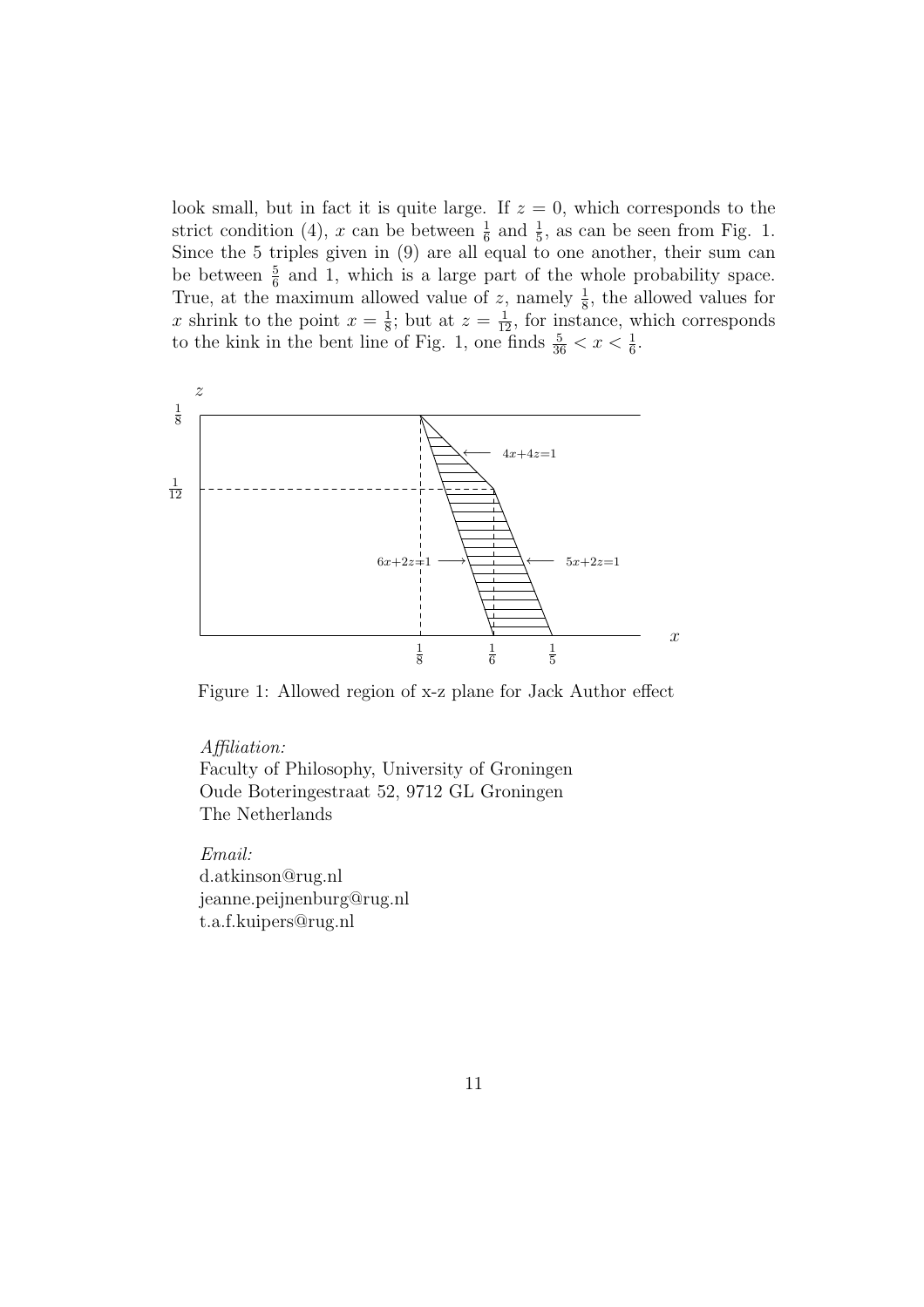look small, but in fact it is quite large. If $z = 0$, which corresponds to the strict condition (4), $x$ can be between $\frac{1}{6}$ and $\frac{1}{5}$, as can be seen from Fig. 1. Since the 5 triples given in (9) are all equal to one another, their sum can be between $\frac{5}{6}$ and 1, which is a large part of the whole probability space. True, at the maximum allowed value of $z$, namely $\frac{1}{8}$, the allowed values for $x$ shrink to the point $x = \frac{1}{8}$; but at $z = \frac{1}{12}$, for instance, which corresponds to the kink in the bent line of Fig. 1, one finds $\frac{5}{36} < x < \frac{1}{6}$.

Figure 1: Allowed region of x-z plane for Jack Author effect

*Affiliation:*
Faculty of Philosophy, University of Groningen
Oude Boteringestraat 52, 9712 GL Groningen
The Netherlands

*Email:*
d.atkinson@rug.nl
jeanne.peijnenburg@rug.nl
t.a.f.kuipers@rug.nl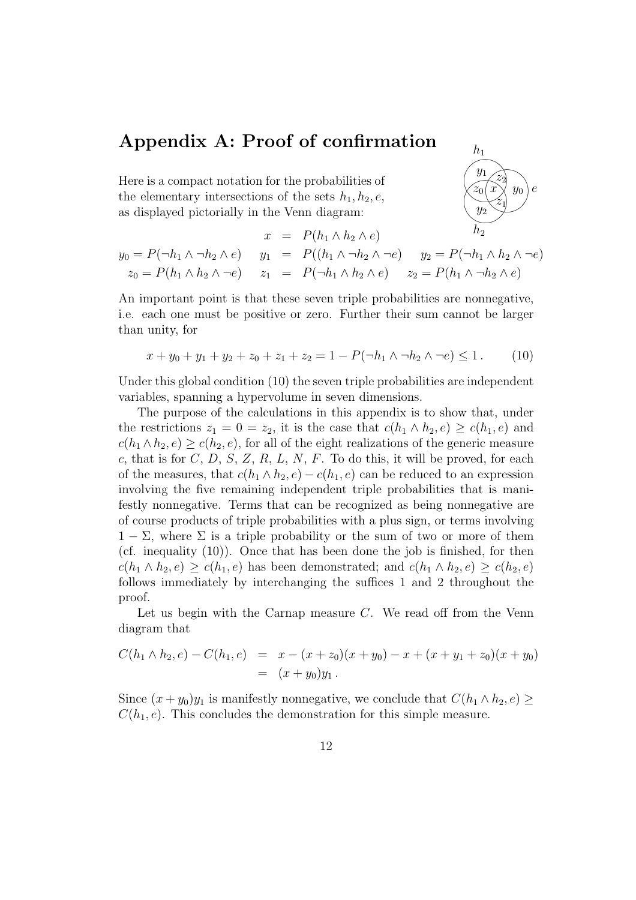## Appendix A: Proof of confirmation

Here is a compact notation for the probabilities of the elementary intersections of the sets $h_1, h_2, e$, as displayed pictorially in the Venn diagram:

$$x = P(h_1 \wedge h_2 \wedge e)$$

$$y_0 = P(\neg h_1 \wedge \neg h_2 \wedge e) \quad y_1 = P((h_1 \wedge \neg h_2 \wedge \neg e) \quad y_2 = P(\neg h_1 \wedge h_2 \wedge \neg e)$$

$$z_0 = P(h_1 \wedge h_2 \wedge \neg e) \quad z_1 = P(\neg h_1 \wedge h_2 \wedge e) \quad z_2 = P(h_1 \wedge \neg h_2 \wedge e)$$

An important point is that these seven triple probabilities are nonnegative, i.e. each one must be positive or zero. Further their sum cannot be larger than unity, for

$$x + y_0 + y_1 + y_2 + z_0 + z_1 + z_2 = 1 - P(\neg h_1 \wedge \neg h_2 \wedge \neg e) \leq 1\,. \tag{10}$$

Under this global condition (10) the seven triple probabilities are independent variables, spanning a hypervolume in seven dimensions.

The purpose of the calculations in this appendix is to show that, under the restrictions $z_1 = 0 = z_2$, it is the case that $c(h_1 \wedge h_2, e) \geq c(h_1, e)$ and $c(h_1 \wedge h_2, e) \geq c(h_2, e)$, for all of the eight realizations of the generic measure $c$, that is for $C$, $D$, $S$, $Z$, $R$, $L$, $N$, $F$. To do this, it will be proved, for each of the measures, that $c(h_1 \wedge h_2, e) - c(h_1, e)$ can be reduced to an expression involving the five remaining independent triple probabilities that is manifestly nonnegative. Terms that can be recognized as being nonnegative are of course products of triple probabilities with a plus sign, or terms involving $1 - \Sigma$, where $\Sigma$ is a triple probability or the sum of two or more of them (cf. inequality (10)). Once that has been done the job is finished, for then $c(h_1 \wedge h_2, e) \geq c(h_1, e)$ has been demonstrated; and $c(h_1 \wedge h_2, e) \geq c(h_2, e)$ follows immediately by interchanging the suffices 1 and 2 throughout the proof.

Let us begin with the Carnap measure $C$. We read off from the Venn diagram that

$$\begin{aligned} C(h_1 \wedge h_2, e) - C(h_1, e) &= x - (x + z_0)(x + y_0) - x + (x + y_1 + z_0)(x + y_0) \\ &= (x + y_0)y_1\,. \end{aligned}$$

Since $(x + y_0)y_1$ is manifestly nonnegative, we conclude that $C(h_1 \wedge h_2, e) \geq C(h_1, e)$. This concludes the demonstration for this simple measure.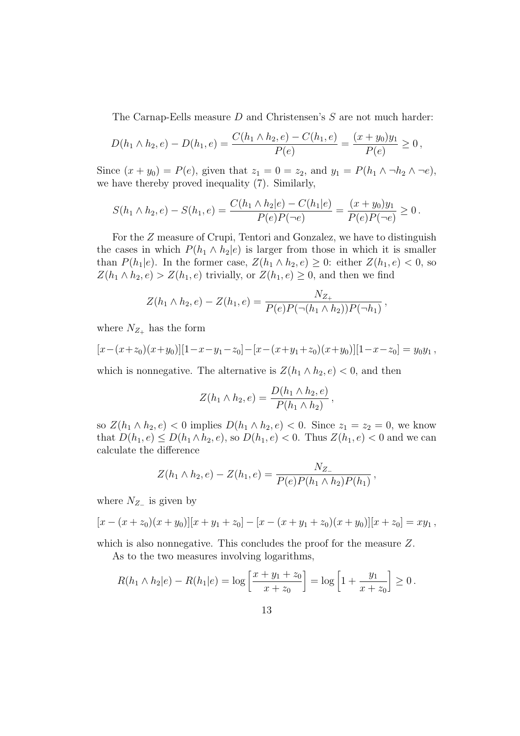The Carnap-Eells measure $D$ and Christensen's $S$ are not much harder:

$$D(h_1 \wedge h_2, e) - D(h_1, e) = \frac{C(h_1 \wedge h_2, e) - C(h_1, e)}{P(e)} = \frac{(x + y_0)y_1}{P(e)} \geq 0\,,$$

Since $(x + y_0) = P(e)$, given that $z_1 = 0 = z_2$, and $y_1 = P(h_1 \wedge \neg h_2 \wedge \neg e)$, we have thereby proved inequality (7). Similarly,

$$S(h_1 \wedge h_2, e) - S(h_1, e) = \frac{C(h_1 \wedge h_2|e) - C(h_1|e)}{P(e)P(\neg e)} = \frac{(x + y_0)y_1}{P(e)P(\neg e)} \geq 0\,.$$

For the $Z$ measure of Crupi, Tentori and Gonzalez, we have to distinguish the cases in which $P(h_1 \wedge h_2|e)$ is larger from those in which it is smaller than $P(h_1|e)$. In the former case, $Z(h_1 \wedge h_2, e) \geq 0$: either $Z(h_1, e) < 0$, so $Z(h_1 \wedge h_2, e) > Z(h_1, e)$ trivially, or $Z(h_1, e) \geq 0$, and then we find

$$Z(h_1 \wedge h_2, e) - Z(h_1, e) = \frac{N_{Z_+}}{P(e)P(\neg(h_1 \wedge h_2))P(\neg h_1)}\,,$$

where $N_{Z_+}$ has the form

$$[x-(x+z_0)(x+y_0)][1-x-y_1-z_0]-[x-(x+y_1+z_0)(x+y_0)][1-x-z_0] = y_0 y_1\,,$$

which is nonnegative. The alternative is $Z(h_1 \wedge h_2, e) < 0$, and then

$$Z(h_1 \wedge h_2, e) = \frac{D(h_1 \wedge h_2, e)}{P(h_1 \wedge h_2)}\,,$$

so $Z(h_1 \wedge h_2, e) < 0$ implies $D(h_1 \wedge h_2, e) < 0$. Since $z_1 = z_2 = 0$, we know that $D(h_1, e) \leq D(h_1 \wedge h_2, e)$, so $D(h_1, e) < 0$. Thus $Z(h_1, e) < 0$ and we can calculate the difference

$$Z(h_1 \wedge h_2, e) - Z(h_1, e) = \frac{N_{Z_-}}{P(e)P(h_1 \wedge h_2)P(h_1)}\,,$$

where $N_{Z_-}$ is given by

$$[x - (x + z_0)(x + y_0)][x + y_1 + z_0] - [x - (x + y_1 + z_0)(x + y_0)][x + z_0] = x y_1\,,$$

which is also nonnegative. This concludes the proof for the measure $Z$.

As to the two measures involving logarithms,

$$R(h_1 \wedge h_2|e) - R(h_1|e) = \log\left[\frac{x + y_1 + z_0}{x + z_0}\right] = \log\left[1 + \frac{y_1}{x + z_0}\right] \geq 0\,.$$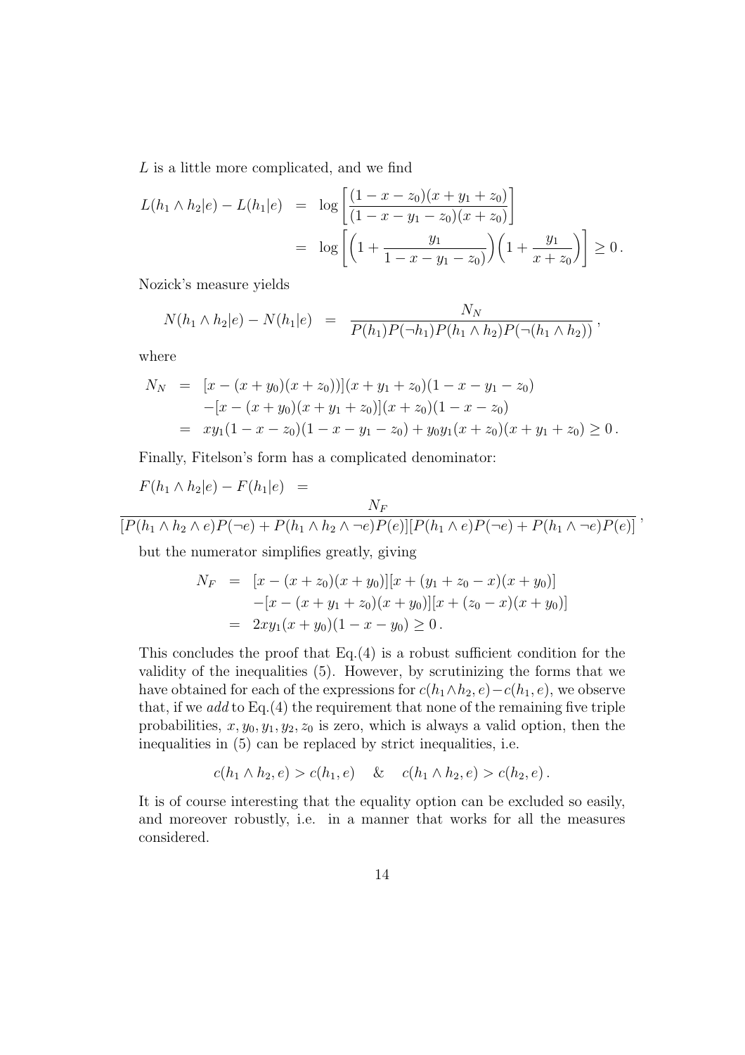$L$ is a little more complicated, and we find

$$
\begin{aligned}
L(h_1 \wedge h_2|e) - L(h_1|e) &= \log\left[\frac{(1-x-z_0)(x+y_1+z_0)}{(1-x-y_1-z_0)(x+z_0)}\right] \\
&= \log\left[\left(1+\frac{y_1}{1-x-y_1-z_0}\right)\left(1+\frac{y_1}{x+z_0}\right)\right] \geq 0\,.
\end{aligned}
$$

Nozick's measure yields

$$
N(h_1 \wedge h_2|e) - N(h_1|e) = \frac{N_N}{P(h_1)P(\neg h_1)P(h_1 \wedge h_2)P(\neg(h_1 \wedge h_2))}\,,
$$

where

$$
\begin{aligned}
N_N &= [x-(x+y_0)(x+z_0))](x+y_1+z_0)(1-x-y_1-z_0) \\
&\quad -[x-(x+y_0)(x+y_1+z_0)](x+z_0)(1-x-z_0) \\
&= xy_1(1-x-z_0)(1-x-y_1-z_0) + y_0y_1(x+z_0)(x+y_1+z_0) \geq 0\,.
\end{aligned}
$$

Finally, Fitelson's form has a complicated denominator:

$$
F(h_1 \wedge h_2|e) - F(h_1|e) = \frac{N_F}{[P(h_1 \wedge h_2 \wedge e)P(\neg e) + P(h_1 \wedge h_2 \wedge \neg e)P(e)][P(h_1 \wedge e)P(\neg e) + P(h_1 \wedge \neg e)P(e)]}\,,
$$

but the numerator simplifies greatly, giving

$$
\begin{aligned}
N_F &= [x-(x+z_0)(x+y_0)][x+(y_1+z_0-x)(x+y_0)] \\
&\quad -[x-(x+y_1+z_0)(x+y_0)][x+(z_0-x)(x+y_0)] \\
&= 2xy_1(x+y_0)(1-x-y_0) \geq 0\,.
\end{aligned}
$$

This concludes the proof that Eq.(4) is a robust sufficient condition for the validity of the inequalities (5). However, by scrutinizing the forms that we have obtained for each of the expressions for $c(h_1 \wedge h_2, e) - c(h_1, e)$, we observe that, if we *add* to Eq.(4) the requirement that none of the remaining five triple probabilities, $x, y_0, y_1, y_2, z_0$ is zero, which is always a valid option, then the inequalities in (5) can be replaced by strict inequalities, i.e.

$$
c(h_1 \wedge h_2, e) > c(h_1, e) \quad \& \quad c(h_1 \wedge h_2, e) > c(h_2, e)\,.
$$

It is of course interesting that the equality option can be excluded so easily, and moreover robustly, i.e. in a manner that works for all the measures considered.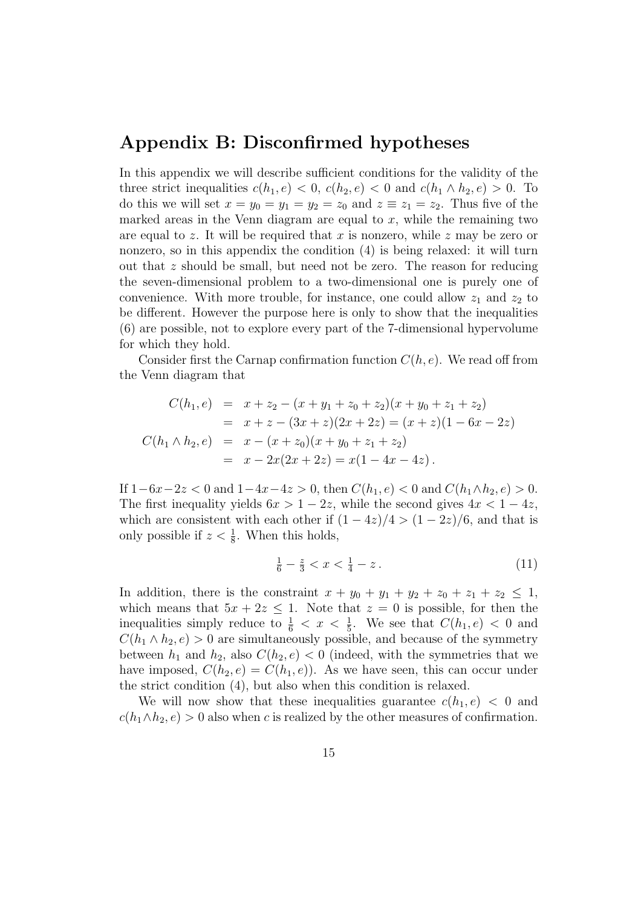## Appendix B: Disconfirmed hypotheses

In this appendix we will describe sufficient conditions for the validity of the three strict inequalities $c(h_1, e) < 0$, $c(h_2, e) < 0$ and $c(h_1 \wedge h_2, e) > 0$. To do this we will set $x = y_0 = y_1 = y_2 = z_0$ and $z \equiv z_1 = z_2$. Thus five of the marked areas in the Venn diagram are equal to $x$, while the remaining two are equal to $z$. It will be required that $x$ is nonzero, while $z$ may be zero or nonzero, so in this appendix the condition (4) is being relaxed: it will turn out that $z$ should be small, but need not be zero. The reason for reducing the seven-dimensional problem to a two-dimensional one is purely one of convenience. With more trouble, for instance, one could allow $z_1$ and $z_2$ to be different. However the purpose here is only to show that the inequalities (6) are possible, not to explore every part of the 7-dimensional hypervolume for which they hold.

Consider first the Carnap confirmation function $C(h, e)$. We read off from the Venn diagram that

$$
\begin{aligned}
C(h_1, e) &= x + z_2 - (x + y_1 + z_0 + z_2)(x + y_0 + z_1 + z_2) \\
&= x + z - (3x + z)(2x + 2z) = (x + z)(1 - 6x - 2z) \\
C(h_1 \wedge h_2, e) &= x - (x + z_0)(x + y_0 + z_1 + z_2) \\
&= x - 2x(2x + 2z) = x(1 - 4x - 4z)\,.
\end{aligned}
$$

If $1 - 6x - 2z < 0$ and $1 - 4x - 4z > 0$, then $C(h_1, e) < 0$ and $C(h_1 \wedge h_2, e) > 0$. The first inequality yields $6x > 1 - 2z$, while the second gives $4x < 1 - 4z$, which are consistent with each other if $(1 - 4z)/4 > (1 - 2z)/6$, and that is only possible if $z < \frac{1}{8}$. When this holds,

$$
\tfrac{1}{6} - \tfrac{z}{3} < x < \tfrac{1}{4} - z\,. \tag{11}
$$

In addition, there is the constraint $x + y_0 + y_1 + y_2 + z_0 + z_1 + z_2 \leq 1$, which means that $5x + 2z \leq 1$. Note that $z = 0$ is possible, for then the inequalities simply reduce to $\frac{1}{6} < x < \frac{1}{5}$. We see that $C(h_1, e) < 0$ and $C(h_1 \wedge h_2, e) > 0$ are simultaneously possible, and because of the symmetry between $h_1$ and $h_2$, also $C(h_2, e) < 0$ (indeed, with the symmetries that we have imposed, $C(h_2, e) = C(h_1, e)$). As we have seen, this can occur under the strict condition (4), but also when this condition is relaxed.

We will now show that these inequalities guarantee $c(h_1, e) < 0$ and $c(h_1 \wedge h_2, e) > 0$ also when $c$ is realized by the other measures of confirmation.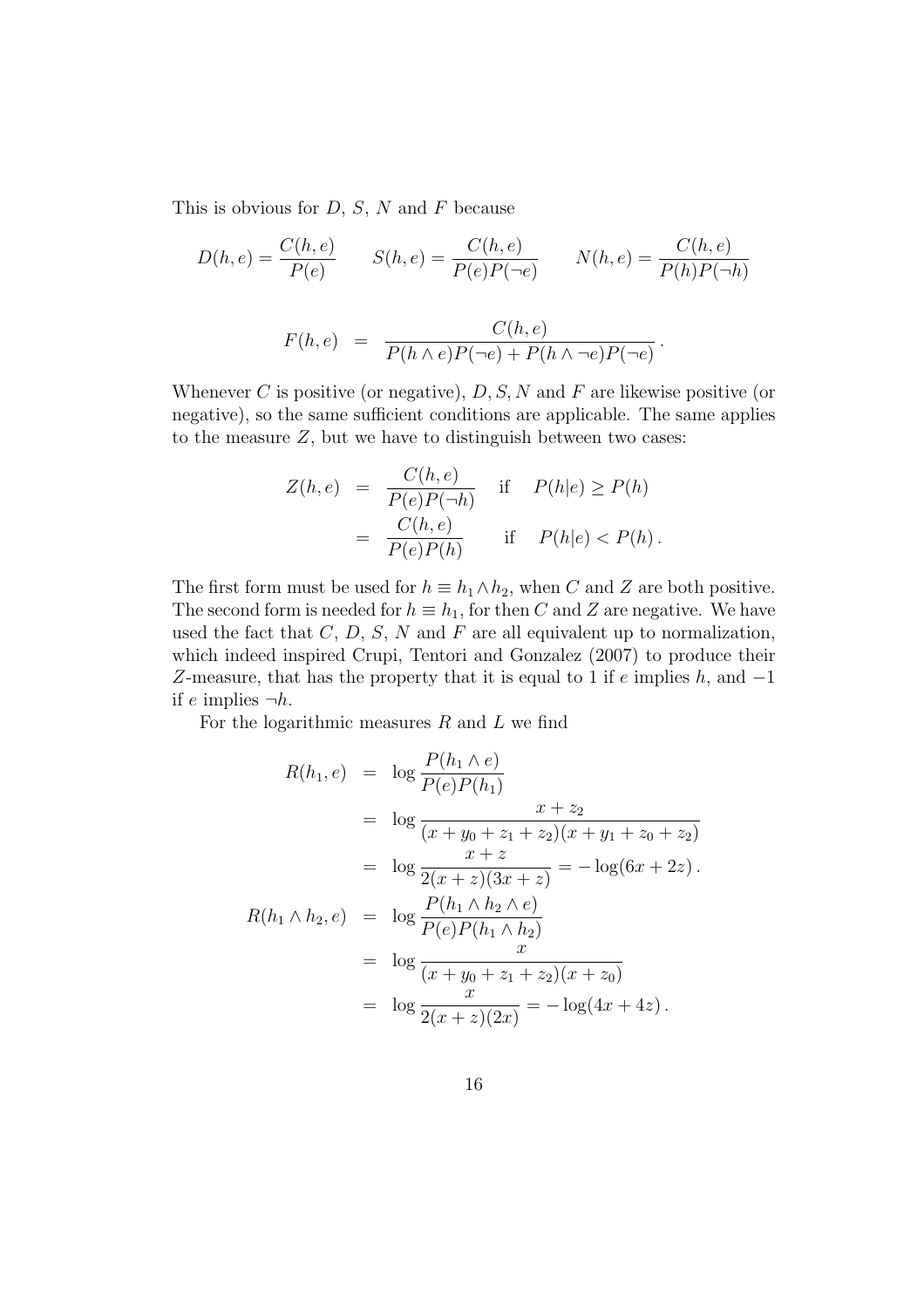This is obvious for $D$, $S$, $N$ and $F$ because

$$D(h,e) = \frac{C(h,e)}{P(e)} \qquad S(h,e) = \frac{C(h,e)}{P(e)P(\neg e)} \qquad N(h,e) = \frac{C(h,e)}{P(h)P(\neg h)}$$

$$F(h,e) \;=\; \frac{C(h,e)}{P(h \wedge e)P(\neg e) + P(h \wedge \neg e)P(\neg e)}\,.$$

Whenever $C$ is positive (or negative), $D, S, N$ and $F$ are likewise positive (or negative), so the same sufficient conditions are applicable. The same applies to the measure $Z$, but we have to distinguish between two cases:

$$\begin{aligned}
Z(h,e) &= \frac{C(h,e)}{P(e)P(\neg h)} \quad \text{if} \quad P(h|e) \geq P(h) \\
&= \frac{C(h,e)}{P(e)P(h)} \quad\;\; \text{if} \quad P(h|e) < P(h)\,.
\end{aligned}$$

The first form must be used for $h \equiv h_1 \wedge h_2$, when $C$ and $Z$ are both positive. The second form is needed for $h \equiv h_1$, for then $C$ and $Z$ are negative. We have used the fact that $C$, $D$, $S$, $N$ and $F$ are all equivalent up to normalization, which indeed inspired Crupi, Tentori and Gonzalez (2007) to produce their $Z$-measure, that has the property that it is equal to 1 if $e$ implies $h$, and $-1$ if $e$ implies $\neg h$.

For the logarithmic measures $R$ and $L$ we find

$$\begin{aligned}
R(h_1, e) &= \log \frac{P(h_1 \wedge e)}{P(e)P(h_1)} \\
&= \log \frac{x + z_2}{(x + y_0 + z_1 + z_2)(x + y_1 + z_0 + z_2)} \\
&= \log \frac{x+z}{2(x+z)(3x+z)} = -\log(6x + 2z)\,. \\
R(h_1 \wedge h_2, e) &= \log \frac{P(h_1 \wedge h_2 \wedge e)}{P(e)P(h_1 \wedge h_2)} \\
&= \log \frac{x}{(x + y_0 + z_1 + z_2)(x + z_0)} \\
&= \log \frac{x}{2(x+z)(2x)} = -\log(4x + 4z)\,.
\end{aligned}$$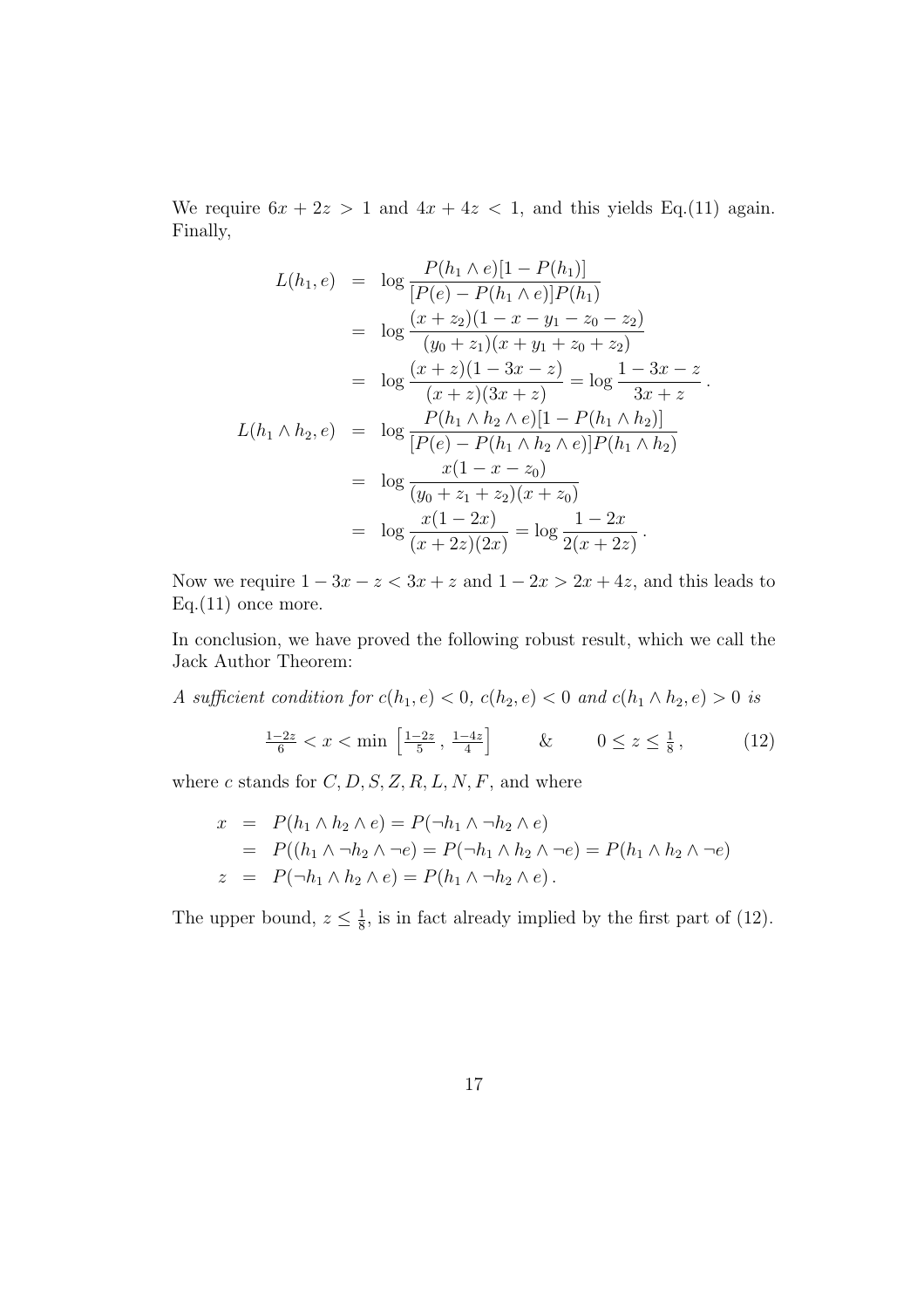We require $6x + 2z > 1$ and $4x + 4z < 1$, and this yields Eq.(11) again. Finally,

$$
\begin{aligned}
L(h_1, e) &= \log \frac{P(h_1 \wedge e)[1 - P(h_1)]}{[P(e) - P(h_1 \wedge e)]P(h_1)} \\
&= \log \frac{(x + z_2)(1 - x - y_1 - z_0 - z_2)}{(y_0 + z_1)(x + y_1 + z_0 + z_2)} \\
&= \log \frac{(x + z)(1 - 3x - z)}{(x + z)(3x + z)} = \log \frac{1 - 3x - z}{3x + z} . \\
L(h_1 \wedge h_2, e) &= \log \frac{P(h_1 \wedge h_2 \wedge e)[1 - P(h_1 \wedge h_2)]}{[P(e) - P(h_1 \wedge h_2 \wedge e)]P(h_1 \wedge h_2)} \\
&= \log \frac{x(1 - x - z_0)}{(y_0 + z_1 + z_2)(x + z_0)} \\
&= \log \frac{x(1 - 2x)}{(x + 2z)(2x)} = \log \frac{1 - 2x}{2(x + 2z)} .
\end{aligned}
$$

Now we require $1 - 3x - z < 3x + z$ and $1 - 2x > 2x + 4z$, and this leads to Eq.(11) once more.

In conclusion, we have proved the following robust result, which we call the Jack Author Theorem:

*A sufficient condition for $c(h_1, e) < 0$, $c(h_2, e) < 0$ and $c(h_1 \wedge h_2, e) > 0$ is*

$$
\tfrac{1-2z}{6} < x < \min\left[\tfrac{1-2z}{5}, \tfrac{1-4z}{4}\right] \qquad \& \qquad 0 \leq z \leq \tfrac{1}{8}, \tag{12}
$$

where $c$ stands for $C, D, S, Z, R, L, N, F$, and where

$$
\begin{aligned}
x &= P(h_1 \wedge h_2 \wedge e) = P(\neg h_1 \wedge \neg h_2 \wedge e) \\
&= P((h_1 \wedge \neg h_2 \wedge \neg e) = P(\neg h_1 \wedge h_2 \wedge \neg e) = P(h_1 \wedge h_2 \wedge \neg e) \\
z &= P(\neg h_1 \wedge h_2 \wedge e) = P(h_1 \wedge \neg h_2 \wedge e) .
\end{aligned}
$$

The upper bound, $z \leq \frac{1}{8}$, is in fact already implied by the first part of (12).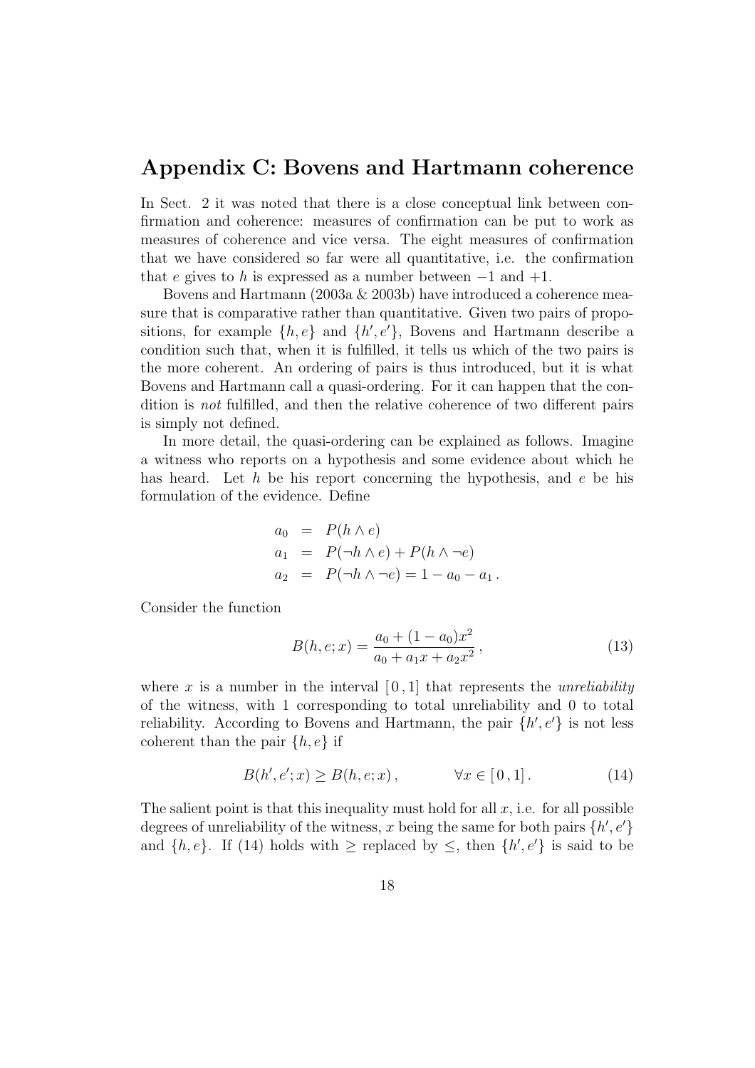## Appendix C: Bovens and Hartmann coherence

In Sect. 2 it was noted that there is a close conceptual link between confirmation and coherence: measures of confirmation can be put to work as measures of coherence and vice versa. The eight measures of confirmation that we have considered so far were all quantitative, i.e. the confirmation that $e$ gives to $h$ is expressed as a number between $-1$ and $+1$.

Bovens and Hartmann (2003a & 2003b) have introduced a coherence measure that is comparative rather than quantitative. Given two pairs of propositions, for example $\{h, e\}$ and $\{h', e'\}$, Bovens and Hartmann describe a condition such that, when it is fulfilled, it tells us which of the two pairs is the more coherent. An ordering of pairs is thus introduced, but it is what Bovens and Hartmann call a quasi-ordering. For it can happen that the condition is *not* fulfilled, and then the relative coherence of two different pairs is simply not defined.

In more detail, the quasi-ordering can be explained as follows. Imagine a witness who reports on a hypothesis and some evidence about which he has heard. Let $h$ be his report concerning the hypothesis, and $e$ be his formulation of the evidence. Define

$$
\begin{aligned}
a_0 &= P(h \wedge e) \\
a_1 &= P(\neg h \wedge e) + P(h \wedge \neg e) \\
a_2 &= P(\neg h \wedge \neg e) = 1 - a_0 - a_1 \,.
\end{aligned}
$$

Consider the function

$$
B(h, e; x) = \frac{a_0 + (1 - a_0)x^2}{a_0 + a_1 x + a_2 x^2}\,, \tag{13}
$$

where $x$ is a number in the interval $[\,0\,, 1]$ that represents the *unreliability* of the witness, with 1 corresponding to total unreliability and 0 to total reliability. According to Bovens and Hartmann, the pair $\{h', e'\}$ is not less coherent than the pair $\{h, e\}$ if

$$
B(h', e'; x) \geq B(h, e; x)\,, \qquad \forall x \in [\,0\,, 1]\,. \tag{14}
$$

The salient point is that this inequality must hold for all $x$, i.e. for all possible degrees of unreliability of the witness, $x$ being the same for both pairs $\{h', e'\}$ and $\{h, e\}$. If (14) holds with $\geq$ replaced by $\leq$, then $\{h', e'\}$ is said to be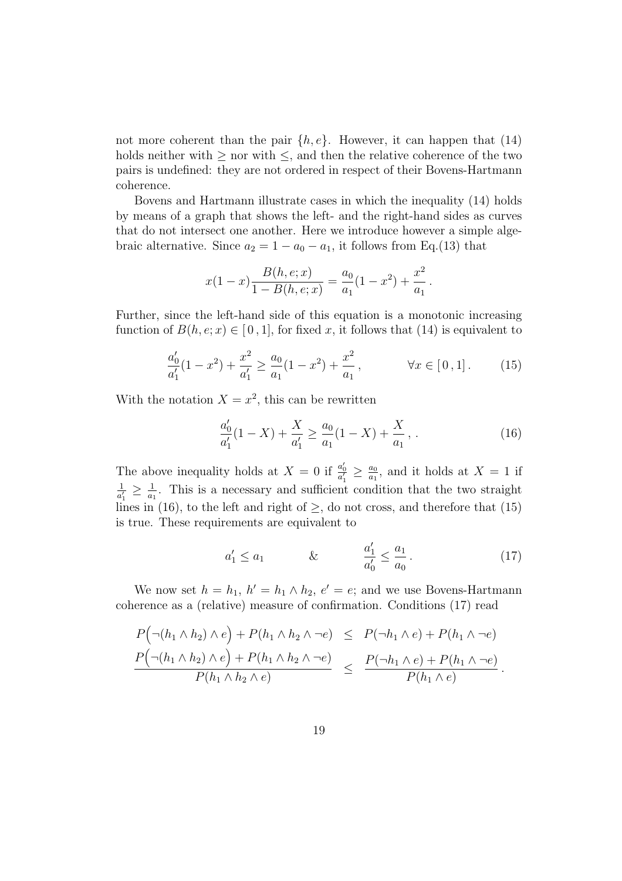not more coherent than the pair $\{h, e\}$. However, it can happen that (14) holds neither with $\geq$ nor with $\leq$, and then the relative coherence of the two pairs is undefined: they are not ordered in respect of their Bovens-Hartmann coherence.

Bovens and Hartmann illustrate cases in which the inequality (14) holds by means of a graph that shows the left- and the right-hand sides as curves that do not intersect one another. Here we introduce however a simple algebraic alternative. Since $a_2 = 1 - a_0 - a_1$, it follows from Eq.(13) that

$$x(1-x)\frac{B(h,e;x)}{1-B(h,e;x)} = \frac{a_0}{a_1}(1-x^2) + \frac{x^2}{a_1}\,.$$

Further, since the left-hand side of this equation is a monotonic increasing function of $B(h, e; x) \in [\,0\,, 1]$, for fixed $x$, it follows that (14) is equivalent to

$$\frac{a_0'}{a_1'}(1-x^2) + \frac{x^2}{a_1'} \geq \frac{a_0}{a_1}(1-x^2) + \frac{x^2}{a_1}\,, \qquad\qquad \forall x \in [\,0\,, 1]\,. \tag{15}$$

With the notation $X = x^2$, this can be rewritten

$$\frac{a_0'}{a_1'}(1-X) + \frac{X}{a_1'} \geq \frac{a_0}{a_1}(1-X) + \frac{X}{a_1}\,,\,. \tag{16}$$

The above inequality holds at $X = 0$ if $\frac{a_0'}{a_1'} \geq \frac{a_0}{a_1}$, and it holds at $X = 1$ if $\frac{1}{a_1'} \geq \frac{1}{a_1}$. This is a necessary and sufficient condition that the two straight lines in (16), to the left and right of $\geq$, do not cross, and therefore that (15) is true. These requirements are equivalent to

$$a_1' \leq a_1 \qquad\qquad \& \qquad\qquad \frac{a_1'}{a_0'} \leq \frac{a_1}{a_0}\,. \tag{17}$$

We now set $h = h_1$, $h' = h_1 \wedge h_2$, $e' = e$; and we use Bovens-Hartmann coherence as a (relative) measure of confirmation. Conditions (17) read

$$\begin{aligned}
P\Big(\neg(h_1 \wedge h_2) \wedge e\Big) + P(h_1 \wedge h_2 \wedge \neg e) \quad &\leq \quad P(\neg h_1 \wedge e) + P(h_1 \wedge \neg e) \\
\frac{P\Big(\neg(h_1 \wedge h_2) \wedge e\Big) + P(h_1 \wedge h_2 \wedge \neg e)}{P(h_1 \wedge h_2 \wedge e)} \quad &\leq \quad \frac{P(\neg h_1 \wedge e) + P(h_1 \wedge \neg e)}{P(h_1 \wedge e)}\,.
\end{aligned}$$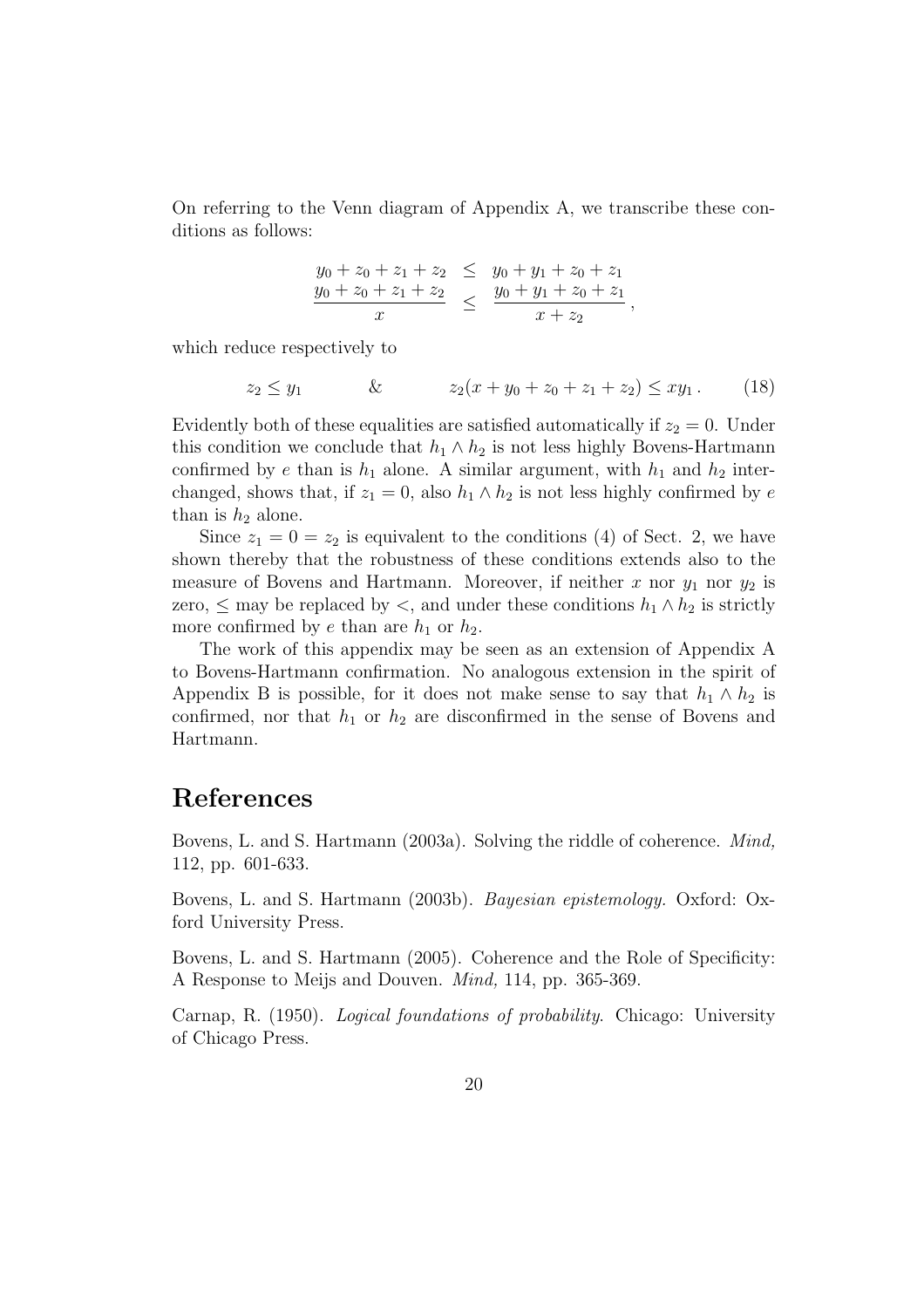On referring to the Venn diagram of Appendix A, we transcribe these conditions as follows:

$$\begin{array}{rcl} y_0 + z_0 + z_1 + z_2 & \leq & y_0 + y_1 + z_0 + z_1 \\ \dfrac{y_0 + z_0 + z_1 + z_2}{x} & \leq & \dfrac{y_0 + y_1 + z_0 + z_1}{x + z_2}\,, \end{array}$$

which reduce respectively to

$$z_2 \leq y_1 \qquad \& \qquad z_2(x + y_0 + z_0 + z_1 + z_2) \leq xy_1\,. \tag{18}$$

Evidently both of these equalities are satisfied automatically if $z_2 = 0$. Under this condition we conclude that $h_1 \wedge h_2$ is not less highly Bovens-Hartmann confirmed by $e$ than is $h_1$ alone. A similar argument, with $h_1$ and $h_2$ interchanged, shows that, if $z_1 = 0$, also $h_1 \wedge h_2$ is not less highly confirmed by $e$ than is $h_2$ alone.

Since $z_1 = 0 = z_2$ is equivalent to the conditions (4) of Sect. 2, we have shown thereby that the robustness of these conditions extends also to the measure of Bovens and Hartmann. Moreover, if neither $x$ nor $y_1$ nor $y_2$ is zero, $\leq$ may be replaced by $<$, and under these conditions $h_1 \wedge h_2$ is strictly more confirmed by $e$ than are $h_1$ or $h_2$.

The work of this appendix may be seen as an extension of Appendix A to Bovens-Hartmann confirmation. No analogous extension in the spirit of Appendix B is possible, for it does not make sense to say that $h_1 \wedge h_2$ is confirmed, nor that $h_1$ or $h_2$ are disconfirmed in the sense of Bovens and Hartmann.

# References

Bovens, L. and S. Hartmann (2003a). Solving the riddle of coherence. *Mind,* 112, pp. 601-633.

Bovens, L. and S. Hartmann (2003b). *Bayesian epistemology.* Oxford: Oxford University Press.

Bovens, L. and S. Hartmann (2005). Coherence and the Role of Specificity: A Response to Meijs and Douven. *Mind,* 114, pp. 365-369.

Carnap, R. (1950). *Logical foundations of probability*. Chicago: University of Chicago Press.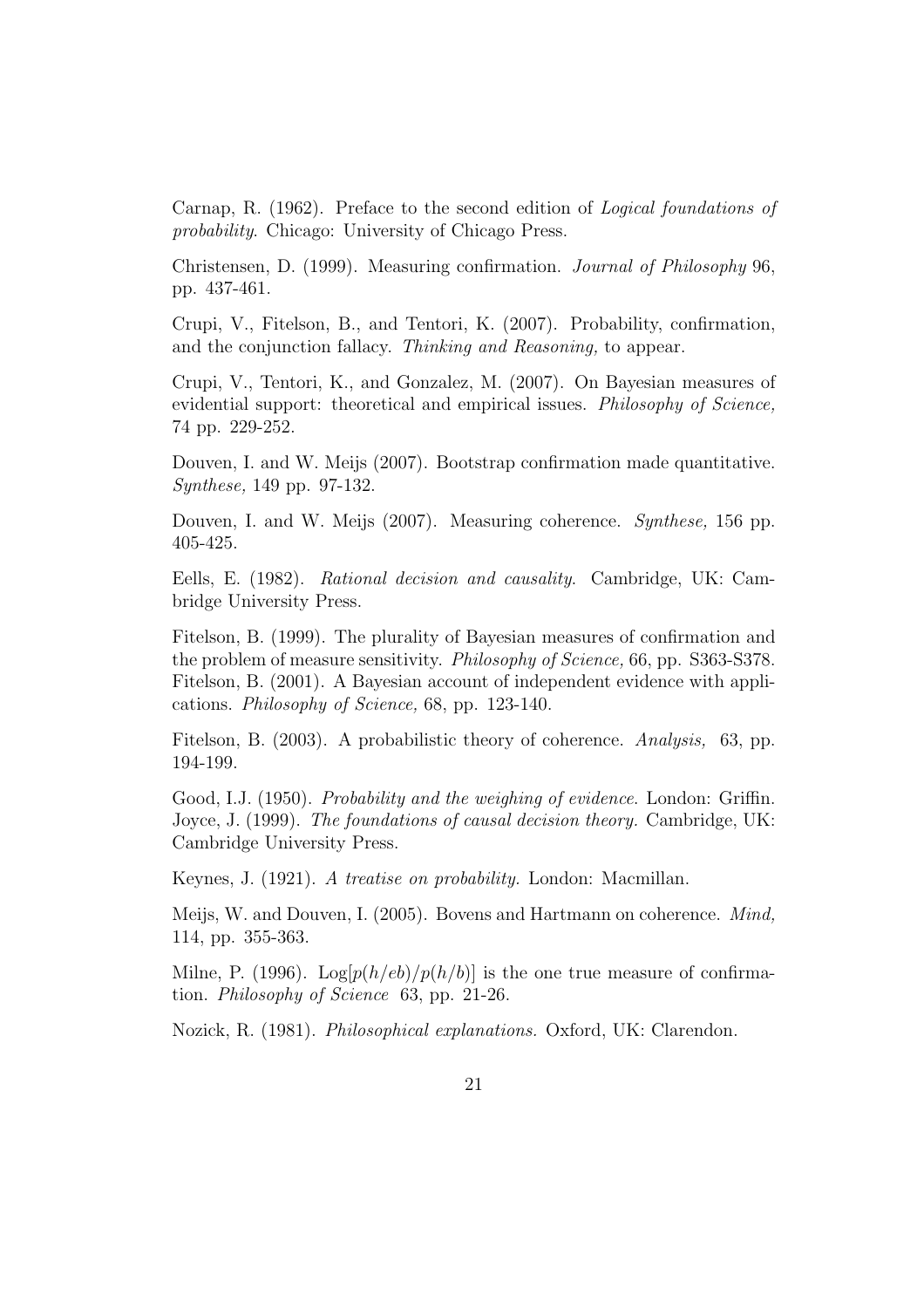Carnap, R. (1962). Preface to the second edition of *Logical foundations of probability*. Chicago: University of Chicago Press.

Christensen, D. (1999). Measuring confirmation. *Journal of Philosophy* 96, pp. 437-461.

Crupi, V., Fitelson, B., and Tentori, K. (2007). Probability, confirmation, and the conjunction fallacy. *Thinking and Reasoning,* to appear.

Crupi, V., Tentori, K., and Gonzalez, M. (2007). On Bayesian measures of evidential support: theoretical and empirical issues. *Philosophy of Science,* 74 pp. 229-252.

Douven, I. and W. Meijs (2007). Bootstrap confirmation made quantitative. *Synthese,* 149 pp. 97-132.

Douven, I. and W. Meijs (2007). Measuring coherence. *Synthese,* 156 pp. 405-425.

Eells, E. (1982). *Rational decision and causality*. Cambridge, UK: Cambridge University Press.

Fitelson, B. (1999). The plurality of Bayesian measures of confirmation and the problem of measure sensitivity. *Philosophy of Science,* 66, pp. S363-S378. Fitelson, B. (2001). A Bayesian account of independent evidence with applications. *Philosophy of Science,* 68, pp. 123-140.

Fitelson, B. (2003). A probabilistic theory of coherence. *Analysis,* 63, pp. 194-199.

Good, I.J. (1950). *Probability and the weighing of evidence*. London: Griffin. Joyce, J. (1999). *The foundations of causal decision theory.* Cambridge, UK: Cambridge University Press.

Keynes, J. (1921). *A treatise on probability*. London: Macmillan.

Meijs, W. and Douven, I. (2005). Bovens and Hartmann on coherence. *Mind,* 114, pp. 355-363.

Milne, P. (1996). $\text{Log}[p(h/eb)/p(h/b)]$ is the one true measure of confirmation. *Philosophy of Science* 63, pp. 21-26.

Nozick, R. (1981). *Philosophical explanations.* Oxford, UK: Clarendon.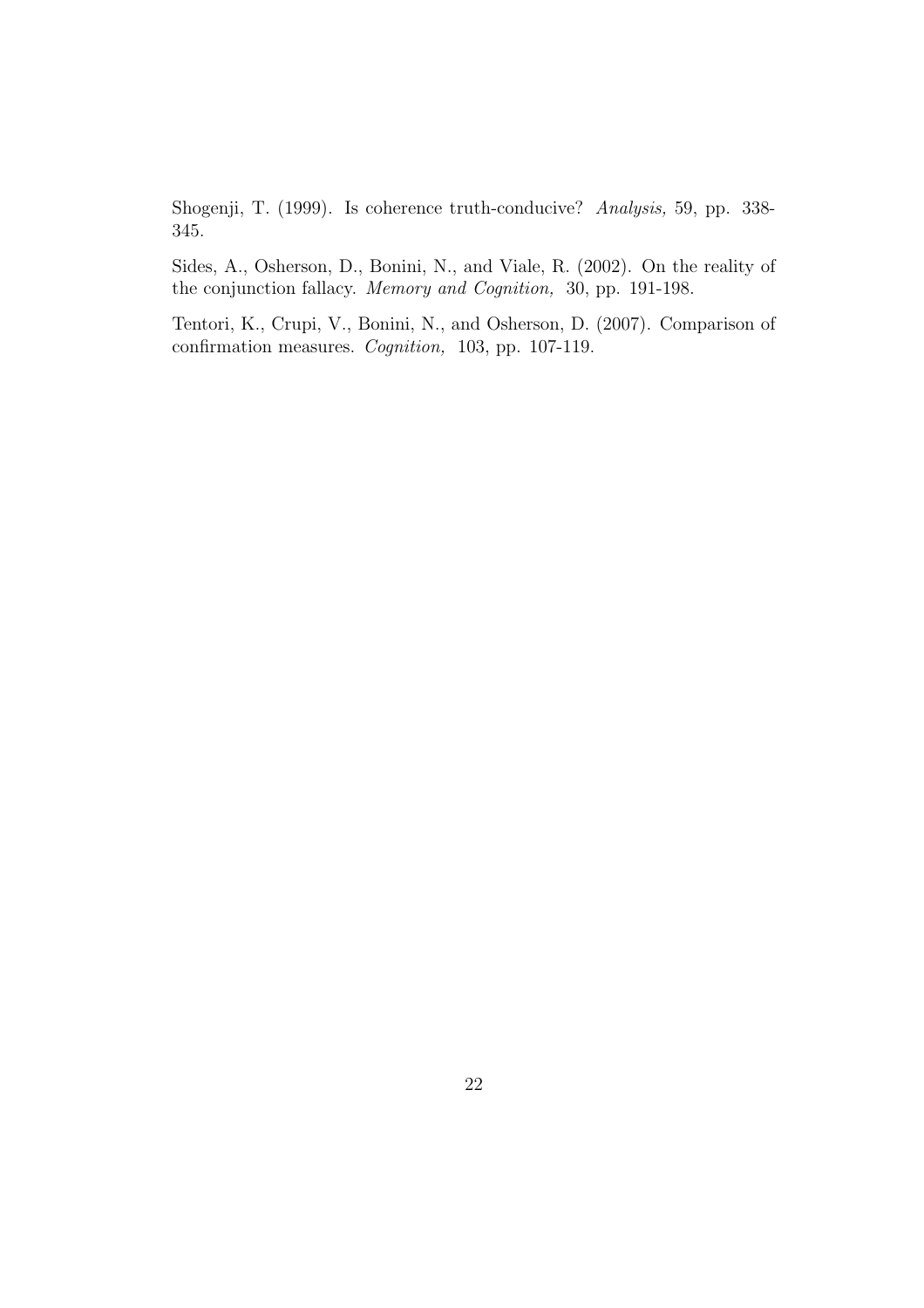Shogenji, T. (1999). Is coherence truth-conducive? *Analysis,* 59, pp. 338-345.

Sides, A., Osherson, D., Bonini, N., and Viale, R. (2002). On the reality of the conjunction fallacy. *Memory and Cognition,* 30, pp. 191-198.

Tentori, K., Crupi, V., Bonini, N., and Osherson, D. (2007). Comparison of confirmation measures. *Cognition,* 103, pp. 107-119.